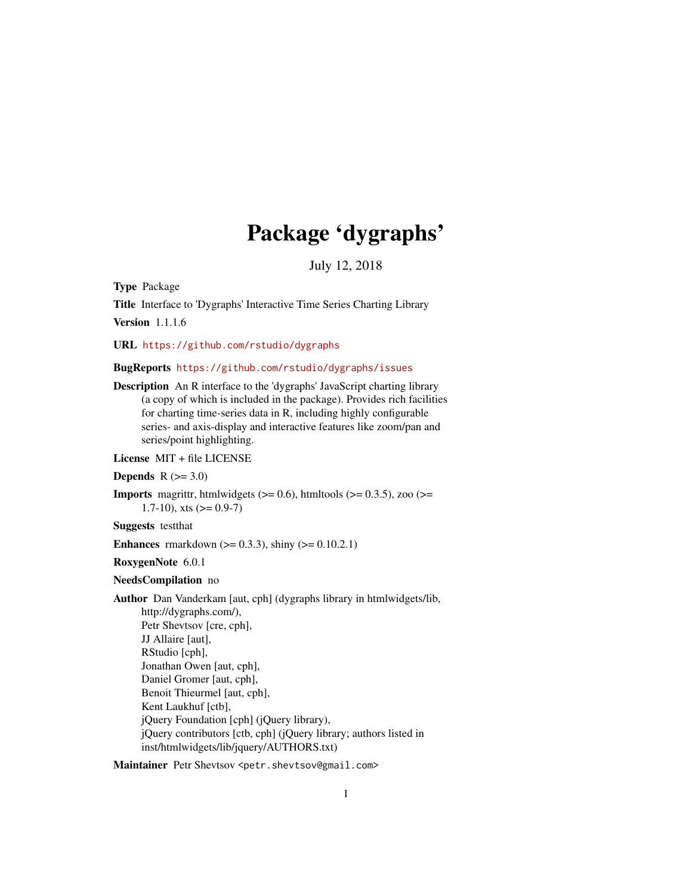# Package 'dygraphs'

July 12, 2018

**Type** Package

**Title** Interface to 'Dygraphs' Interactive Time Series Charting Library

**Version** 1.1.1.6

**URL** https://github.com/rstudio/dygraphs

**BugReports** https://github.com/rstudio/dygraphs/issues

**Description** An R interface to the 'dygraphs' JavaScript charting library (a copy of which is included in the package). Provides rich facilities for charting time-series data in R, including highly configurable series- and axis-display and interactive features like zoom/pan and series/point highlighting.

**License** MIT + file LICENSE

**Depends** R (>= 3.0)

**Imports** magrittr, htmlwidgets (>= 0.6), htmltools (>= 0.3.5), zoo (>= 1.7-10), xts (>= 0.9-7)

**Suggests** testthat

**Enhances** rmarkdown (>= 0.3.3), shiny (>= 0.10.2.1)

**RoxygenNote** 6.0.1

**NeedsCompilation** no

**Author** Dan Vanderkam [aut, cph] (dygraphs library in htmlwidgets/lib, http://dygraphs.com/),
Petr Shevtsov [cre, cph],
JJ Allaire [aut],
RStudio [cph],
Jonathan Owen [aut, cph],
Daniel Gromer [aut, cph],
Benoit Thieurmel [aut, cph],
Kent Laukhuf [ctb],
jQuery Foundation [cph] (jQuery library),
jQuery contributors [ctb, cph] (jQuery library; authors listed in inst/htmlwidgets/lib/jquery/AUTHORS.txt)

**Maintainer** Petr Shevtsov <petr.shevtsov@gmail.com>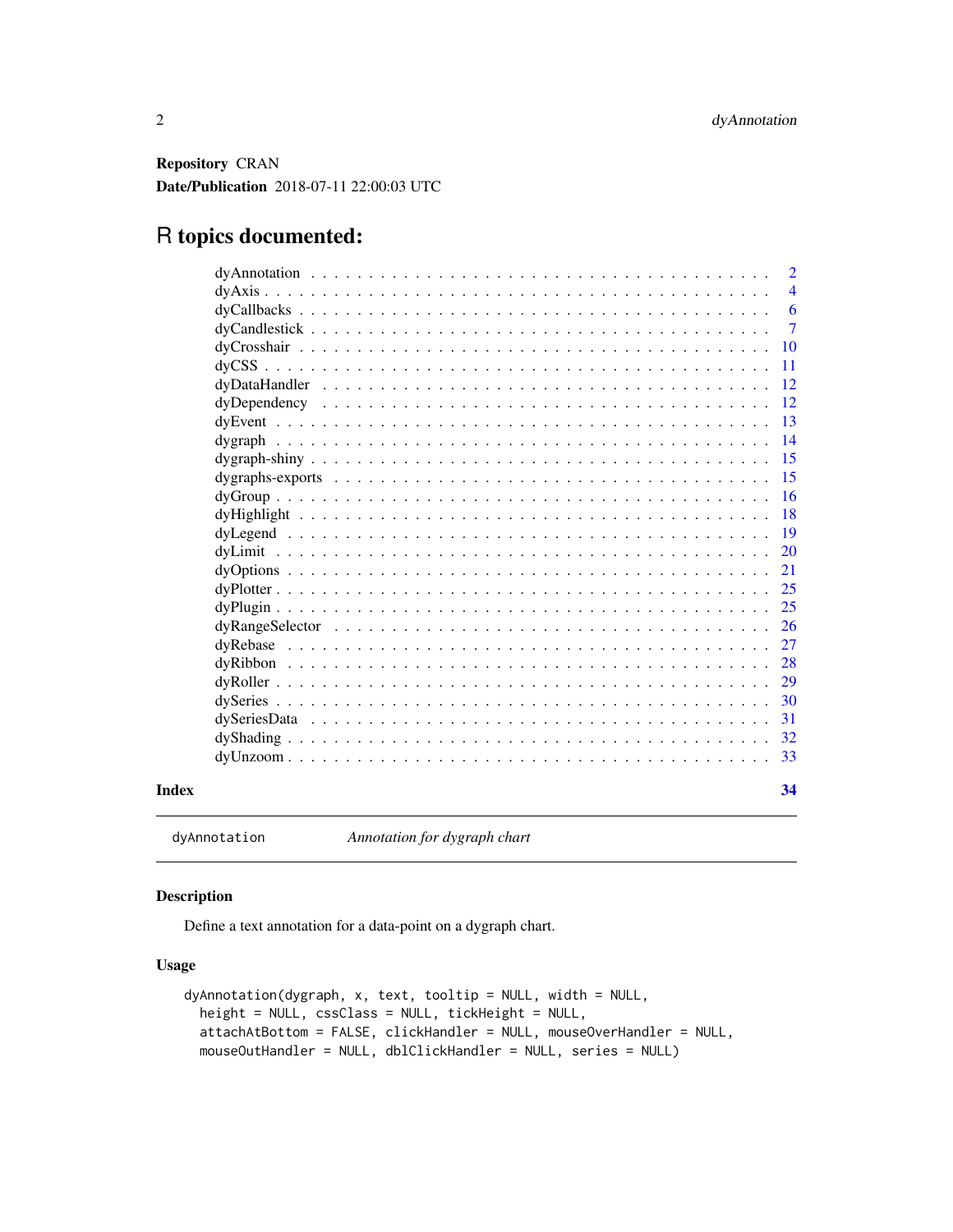**Repository** CRAN

**Date/Publication** 2018-07-11 22:00:03 UTC

# R topics documented:

| | |
|---|---|
| dyAnnotation | 2 |
| dyAxis | 4 |
| dyCallbacks | 6 |
| dyCandlestick | 7 |
| dyCrosshair | 10 |
| dyCSS | 11 |
| dyDataHandler | 12 |
| dyDependency | 12 |
| dyEvent | 13 |
| dygraph | 14 |
| dygraph-shiny | 15 |
| dygraphs-exports | 15 |
| dyGroup | 16 |
| dyHighlight | 18 |
| dyLegend | 19 |
| dyLimit | 20 |
| dyOptions | 21 |
| dyPlotter | 25 |
| dyPlugin | 25 |
| dyRangeSelector | 26 |
| dyRebase | 27 |
| dyRibbon | 28 |
| dyRoller | 29 |
| dySeries | 30 |
| dySeriesData | 31 |
| dyShading | 32 |
| dyUnzoom | 33 |

**Index** **34**

---

`dyAnnotation` *Annotation for dygraph chart*

---

### Description

Define a text annotation for a data-point on a dygraph chart.

### Usage

```
dyAnnotation(dygraph, x, text, tooltip = NULL, width = NULL,
  height = NULL, cssClass = NULL, tickHeight = NULL,
  attachAtBottom = FALSE, clickHandler = NULL, mouseOverHandler = NULL,
  mouseOutHandler = NULL, dblClickHandler = NULL, series = NULL)
```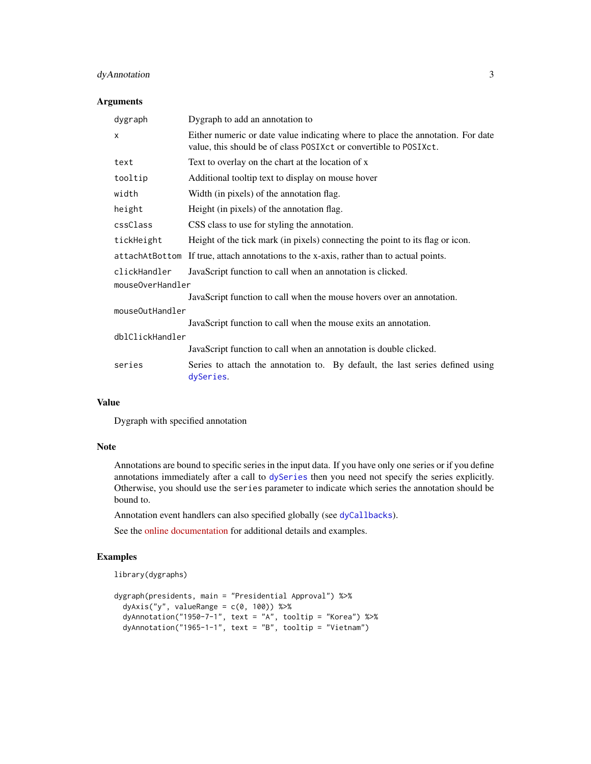## Arguments

| | |
|---|---|
| `dygraph` | Dygraph to add an annotation to |
| `x` | Either numeric or date value indicating where to place the annotation. For date value, this should be of class `POSIXct` or convertible to `POSIXct`. |
| `text` | Text to overlay on the chart at the location of x |
| `tooltip` | Additional tooltip text to display on mouse hover |
| `width` | Width (in pixels) of the annotation flag. |
| `height` | Height (in pixels) of the annotation flag. |
| `cssClass` | CSS class to use for styling the annotation. |
| `tickHeight` | Height of the tick mark (in pixels) connecting the point to its flag or icon. |
| `attachAtBottom` | If true, attach annotations to the x-axis, rather than to actual points. |
| `clickHandler` | JavaScript function to call when an annotation is clicked. |
| `mouseOverHandler` | JavaScript function to call when the mouse hovers over an annotation. |
| `mouseOutHandler` | JavaScript function to call when the mouse exits an annotation. |
| `dblClickHandler` | JavaScript function to call when an annotation is double clicked. |
| `series` | Series to attach the annotation to. By default, the last series defined using `dySeries`. |

## Value

Dygraph with specified annotation

## Note

Annotations are bound to specific series in the input data. If you have only one series or if you define annotations immediately after a call to `dySeries` then you need not specify the series explicitly. Otherwise, you should use the `series` parameter to indicate which series the annotation should be bound to.

Annotation event handlers can also specified globally (see `dyCallbacks`).

See the online documentation for additional details and examples.

## Examples

```
library(dygraphs)

dygraph(presidents, main = "Presidential Approval") %>%
  dyAxis("y", valueRange = c(0, 100)) %>%
  dyAnnotation("1950-7-1", text = "A", tooltip = "Korea") %>%
  dyAnnotation("1965-1-1", text = "B", tooltip = "Vietnam")
```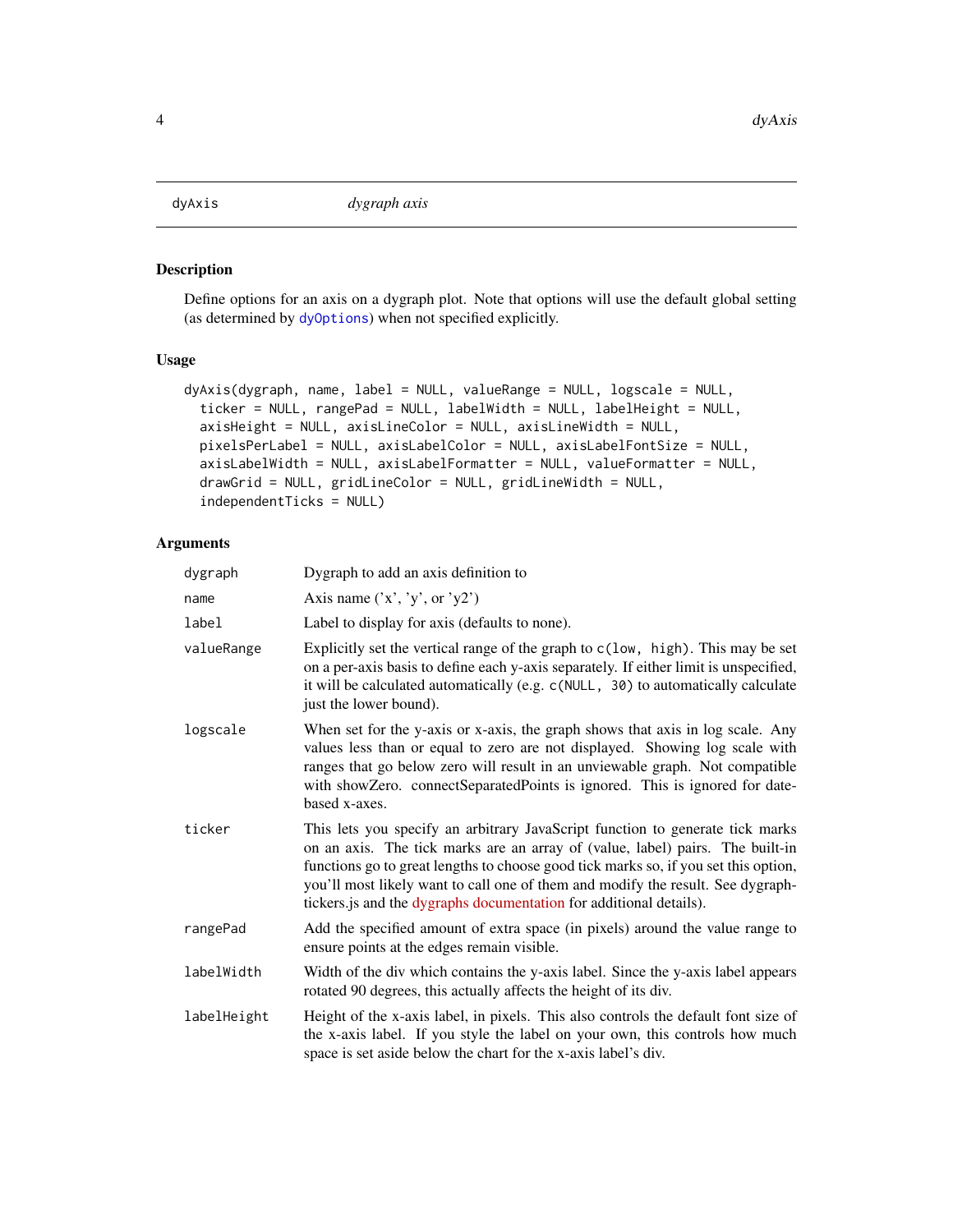dyAxis *dygraph axis*

## Description

Define options for an axis on a dygraph plot. Note that options will use the default global setting (as determined by dyOptions) when not specified explicitly.

## Usage

```
dyAxis(dygraph, name, label = NULL, valueRange = NULL, logscale = NULL,
  ticker = NULL, rangePad = NULL, labelWidth = NULL, labelHeight = NULL,
  axisHeight = NULL, axisLineColor = NULL, axisLineWidth = NULL,
  pixelsPerLabel = NULL, axisLabelColor = NULL, axisLabelFontSize = NULL,
  axisLabelWidth = NULL, axisLabelFormatter = NULL, valueFormatter = NULL,
  drawGrid = NULL, gridLineColor = NULL, gridLineWidth = NULL,
  independentTicks = NULL)
```

## Arguments

| | |
|---|---|
| dygraph | Dygraph to add an axis definition to |
| name | Axis name ('x', 'y', or 'y2') |
| label | Label to display for axis (defaults to none). |
| valueRange | Explicitly set the vertical range of the graph to `c(low, high)`. This may be set on a per-axis basis to define each y-axis separately. If either limit is unspecified, it will be calculated automatically (e.g. `c(NULL, 30)` to automatically calculate just the lower bound). |
| logscale | When set for the y-axis or x-axis, the graph shows that axis in log scale. Any values less than or equal to zero are not displayed. Showing log scale with ranges that go below zero will result in an unviewable graph. Not compatible with showZero. connectSeparatedPoints is ignored. This is ignored for date-based x-axes. |
| ticker | This lets you specify an arbitrary JavaScript function to generate tick marks on an axis. The tick marks are an array of (value, label) pairs. The built-in functions go to great lengths to choose good tick marks so, if you set this option, you'll most likely want to call one of them and modify the result. See dygraph-tickers.js and the dygraphs documentation for additional details). |
| rangePad | Add the specified amount of extra space (in pixels) around the value range to ensure points at the edges remain visible. |
| labelWidth | Width of the div which contains the y-axis label. Since the y-axis label appears rotated 90 degrees, this actually affects the height of its div. |
| labelHeight | Height of the x-axis label, in pixels. This also controls the default font size of the x-axis label. If you style the label on your own, this controls how much space is set aside below the chart for the x-axis label's div. |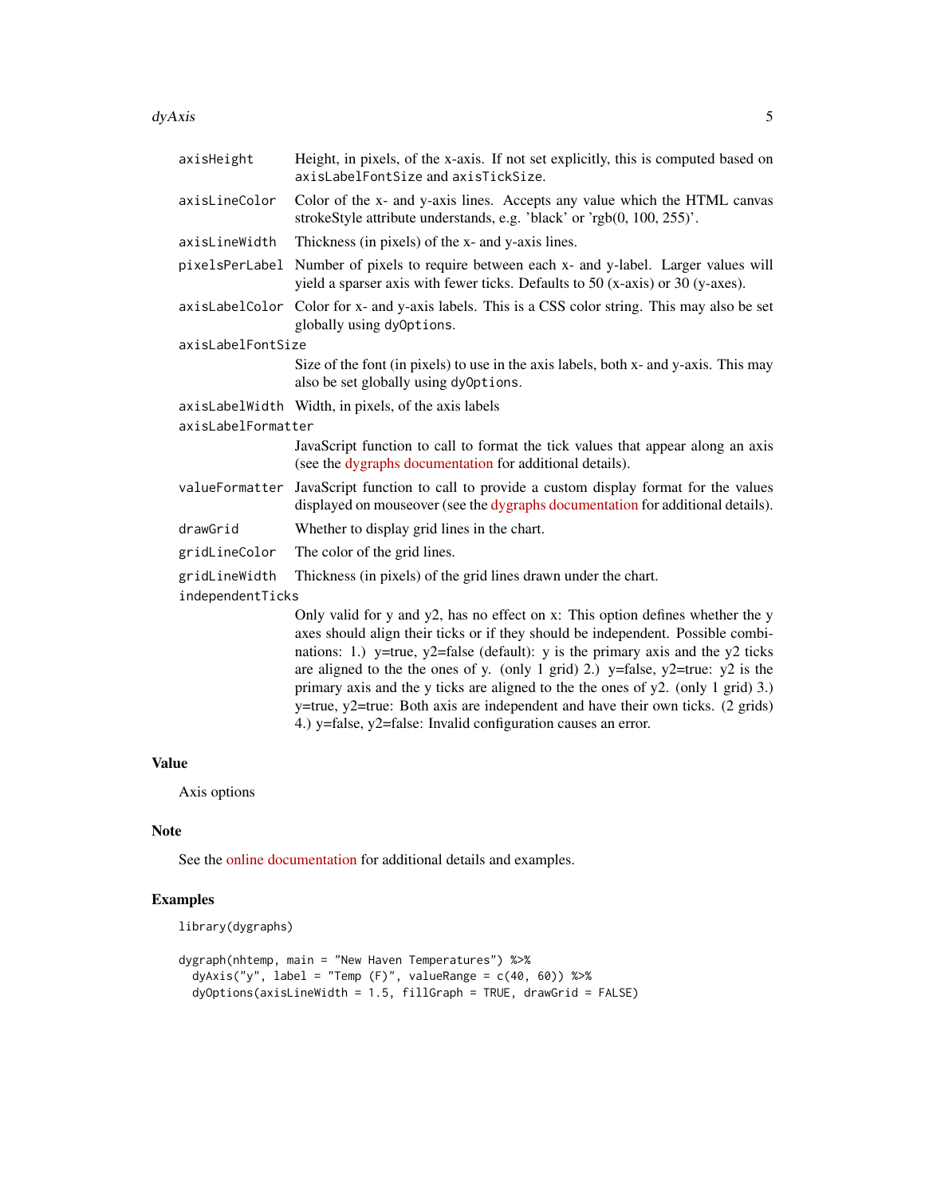| | |
|---|---|
| `axisHeight` | Height, in pixels, of the x-axis. If not set explicitly, this is computed based on `axisLabelFontSize` and `axisTickSize`. |
| `axisLineColor` | Color of the x- and y-axis lines. Accepts any value which the HTML canvas strokeStyle attribute understands, e.g. 'black' or 'rgb(0, 100, 255)'. |
| `axisLineWidth` | Thickness (in pixels) of the x- and y-axis lines. |
| `pixelsPerLabel` | Number of pixels to require between each x- and y-label. Larger values will yield a sparser axis with fewer ticks. Defaults to 50 (x-axis) or 30 (y-axes). |
| `axisLabelColor` | Color for x- and y-axis labels. This is a CSS color string. This may also be set globally using `dyOptions`. |
| `axisLabelFontSize` | Size of the font (in pixels) to use in the axis labels, both x- and y-axis. This may also be set globally using `dyOptions`. |
| `axisLabelWidth` | Width, in pixels, of the axis labels |
| `axisLabelFormatter` | JavaScript function to call to format the tick values that appear along an axis (see the dygraphs documentation for additional details). |
| `valueFormatter` | JavaScript function to call to provide a custom display format for the values displayed on mouseover (see the dygraphs documentation for additional details). |
| `drawGrid` | Whether to display grid lines in the chart. |
| `gridLineColor` | The color of the grid lines. |
| `gridLineWidth` | Thickness (in pixels) of the grid lines drawn under the chart. |
| `independentTicks` | Only valid for y and y2, has no effect on x: This option defines whether the y axes should align their ticks or if they should be independent. Possible combinations: 1.) y=true, y2=false (default): y is the primary axis and the y2 ticks are aligned to the the ones of y. (only 1 grid) 2.) y=false, y2=true: y2 is the primary axis and the y ticks are aligned to the the ones of y2. (only 1 grid) 3.) y=true, y2=true: Both axis are independent and have their own ticks. (2 grids) 4.) y=false, y2=false: Invalid configuration causes an error. |

## Value

Axis options

## Note

See the online documentation for additional details and examples.

## Examples

```
library(dygraphs)

dygraph(nhtemp, main = "New Haven Temperatures") %>%
  dyAxis("y", label = "Temp (F)", valueRange = c(40, 60)) %>%
  dyOptions(axisLineWidth = 1.5, fillGraph = TRUE, drawGrid = FALSE)
```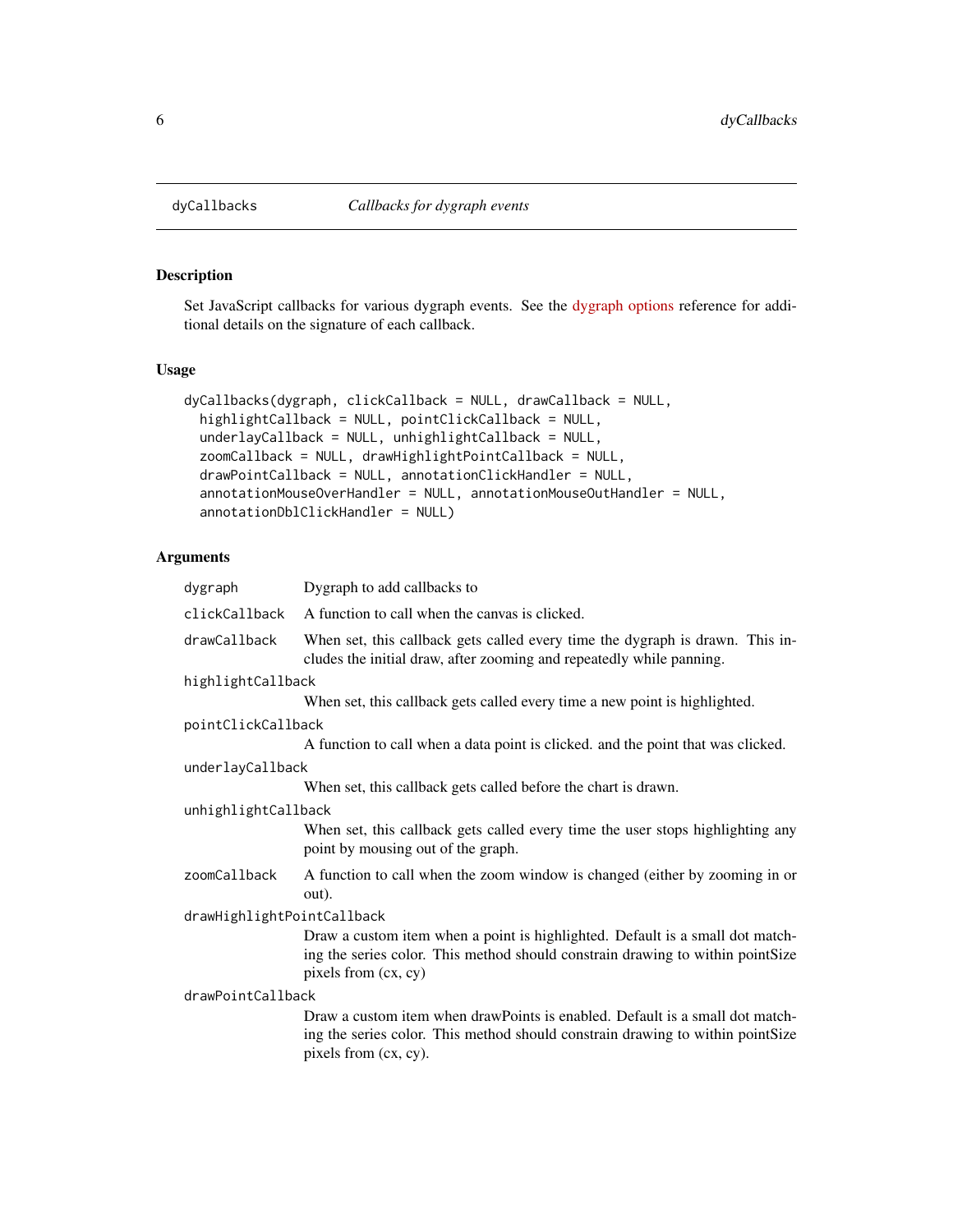# dyCallbacks *Callbacks for dygraph events*

## Description

Set JavaScript callbacks for various dygraph events. See the dygraph options reference for additional details on the signature of each callback.

## Usage

```
dyCallbacks(dygraph, clickCallback = NULL, drawCallback = NULL,
  highlightCallback = NULL, pointClickCallback = NULL,
  underlayCallback = NULL, unhighlightCallback = NULL,
  zoomCallback = NULL, drawHighlightPointCallback = NULL,
  drawPointCallback = NULL, annotationClickHandler = NULL,
  annotationMouseOverHandler = NULL, annotationMouseOutHandler = NULL,
  annotationDblClickHandler = NULL)
```

## Arguments

| Argument | Description |
|---|---|
| `dygraph` | Dygraph to add callbacks to |
| `clickCallback` | A function to call when the canvas is clicked. |
| `drawCallback` | When set, this callback gets called every time the dygraph is drawn. This includes the initial draw, after zooming and repeatedly while panning. |
| `highlightCallback` | When set, this callback gets called every time a new point is highlighted. |
| `pointClickCallback` | A function to call when a data point is clicked. and the point that was clicked. |
| `underlayCallback` | When set, this callback gets called before the chart is drawn. |
| `unhighlightCallback` | When set, this callback gets called every time the user stops highlighting any point by mousing out of the graph. |
| `zoomCallback` | A function to call when the zoom window is changed (either by zooming in or out). |
| `drawHighlightPointCallback` | Draw a custom item when a point is highlighted. Default is a small dot matching the series color. This method should constrain drawing to within pointSize pixels from (cx, cy) |
| `drawPointCallback` | Draw a custom item when drawPoints is enabled. Default is a small dot matching the series color. This method should constrain drawing to within pointSize pixels from (cx, cy). |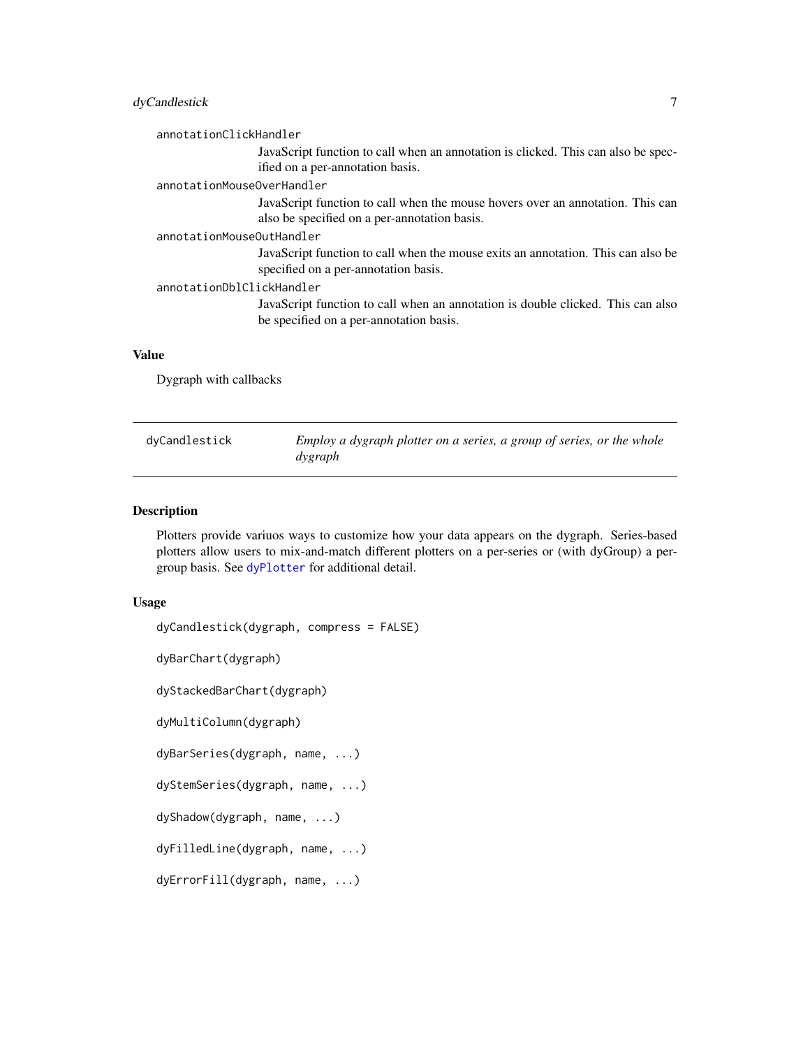`annotationClickHandler`
: JavaScript function to call when an annotation is clicked. This can also be specified on a per-annotation basis.

`annotationMouseOverHandler`
: JavaScript function to call when the mouse hovers over an annotation. This can also be specified on a per-annotation basis.

`annotationMouseOutHandler`
: JavaScript function to call when the mouse exits an annotation. This can also be specified on a per-annotation basis.

`annotationDblClickHandler`
: JavaScript function to call when an annotation is double clicked. This can also be specified on a per-annotation basis.

### Value

Dygraph with callbacks

---

## dyCandlestick — *Employ a dygraph plotter on a series, a group of series, or the whole dygraph*

---

### Description

Plotters provide variuos ways to customize how your data appears on the dygraph. Series-based plotters allow users to mix-and-match different plotters on a per-series or (with dyGroup) a per-group basis. See dyPlotter for additional detail.

### Usage

```
dyCandlestick(dygraph, compress = FALSE)

dyBarChart(dygraph)

dyStackedBarChart(dygraph)

dyMultiColumn(dygraph)

dyBarSeries(dygraph, name, ...)

dyStemSeries(dygraph, name, ...)

dyShadow(dygraph, name, ...)

dyFilledLine(dygraph, name, ...)

dyErrorFill(dygraph, name, ...)
```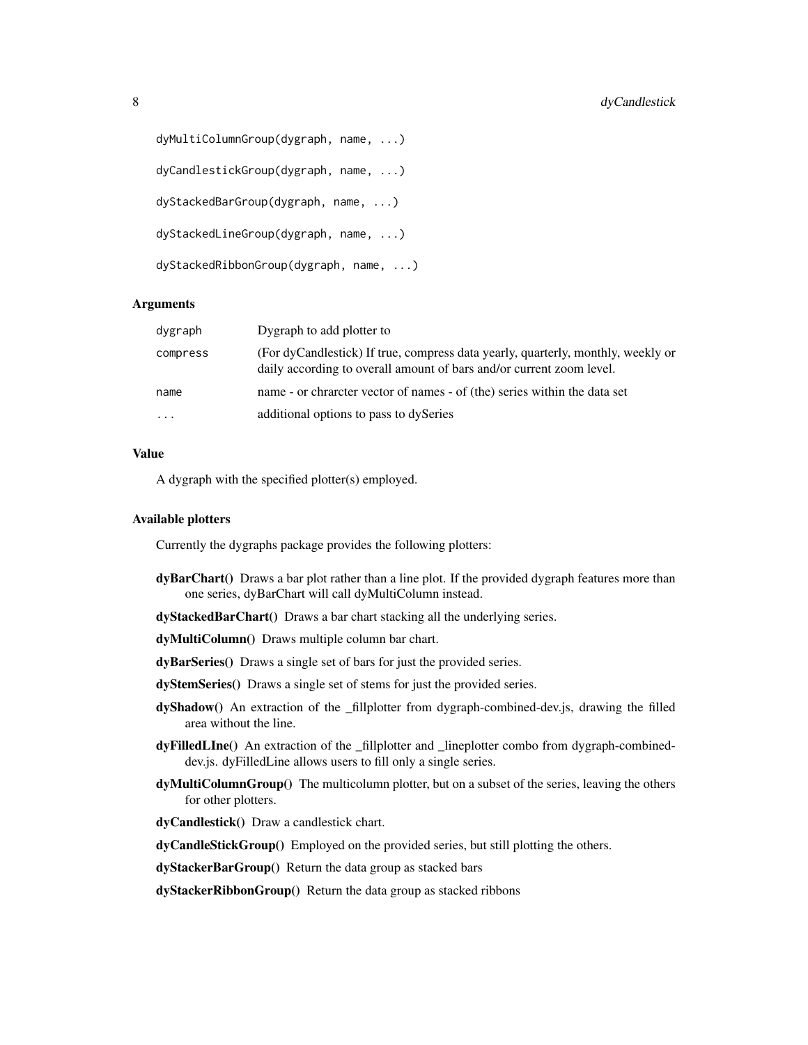```
dyMultiColumnGroup(dygraph, name, ...)

dyCandlestickGroup(dygraph, name, ...)

dyStackedBarGroup(dygraph, name, ...)

dyStackedLineGroup(dygraph, name, ...)

dyStackedRibbonGroup(dygraph, name, ...)
```

### Arguments

| | |
|---|---|
| dygraph | Dygraph to add plotter to |
| compress | (For dyCandlestick) If true, compress data yearly, quarterly, monthly, weekly or daily according to overall amount of bars and/or current zoom level. |
| name | name - or chrarcter vector of names - of (the) series within the data set |
| ... | additional options to pass to dySeries |

### Value

A dygraph with the specified plotter(s) employed.

### Available plotters

Currently the dygraphs package provides the following plotters:

**dyBarChart()** Draws a bar plot rather than a line plot. If the provided dygraph features more than one series, dyBarChart will call dyMultiColumn instead.

**dyStackedBarChart()** Draws a bar chart stacking all the underlying series.

**dyMultiColumn()** Draws multiple column bar chart.

**dyBarSeries()** Draws a single set of bars for just the provided series.

**dyStemSeries()** Draws a single set of stems for just the provided series.

**dyShadow()** An extraction of the _fillplotter from dygraph-combined-dev.js, drawing the filled area without the line.

**dyFilledLIne()** An extraction of the _fillplotter and _lineplotter combo from dygraph-combined-dev.js. dyFilledLine allows users to fill only a single series.

**dyMultiColumnGroup()** The multicolumn plotter, but on a subset of the series, leaving the others for other plotters.

**dyCandlestick()** Draw a candlestick chart.

**dyCandleStickGroup()** Employed on the provided series, but still plotting the others.

**dyStackerBarGroup()** Return the data group as stacked bars

**dyStackerRibbonGroup()** Return the data group as stacked ribbons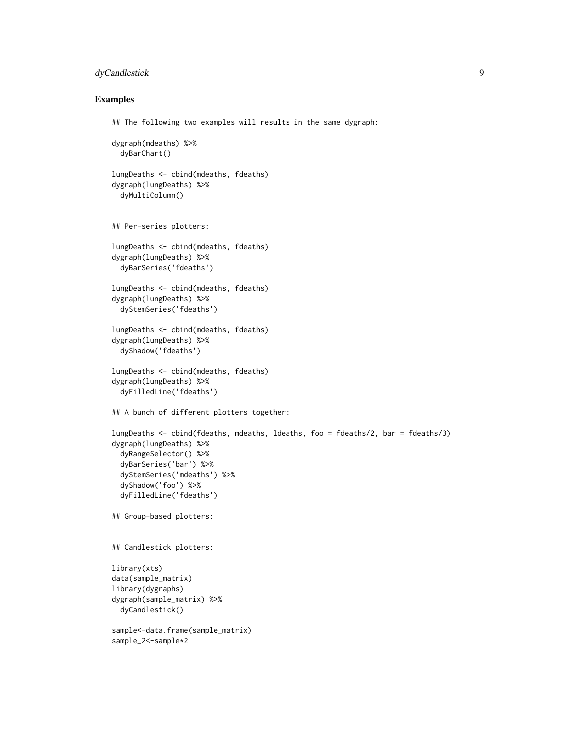## Examples

```
## The following two examples will results in the same dygraph:

dygraph(mdeaths) %>%
  dyBarChart()

lungDeaths <- cbind(mdeaths, fdeaths)
dygraph(lungDeaths) %>%
  dyMultiColumn()


## Per-series plotters:

lungDeaths <- cbind(mdeaths, fdeaths)
dygraph(lungDeaths) %>%
  dyBarSeries('fdeaths')

lungDeaths <- cbind(mdeaths, fdeaths)
dygraph(lungDeaths) %>%
  dyStemSeries('fdeaths')

lungDeaths <- cbind(mdeaths, fdeaths)
dygraph(lungDeaths) %>%
  dyShadow('fdeaths')

lungDeaths <- cbind(mdeaths, fdeaths)
dygraph(lungDeaths) %>%
  dyFilledLine('fdeaths')

## A bunch of different plotters together:

lungDeaths <- cbind(fdeaths, mdeaths, ldeaths, foo = fdeaths/2, bar = fdeaths/3)
dygraph(lungDeaths) %>%
  dyRangeSelector() %>%
  dyBarSeries('bar') %>%
  dyStemSeries('mdeaths') %>%
  dyShadow('foo') %>%
  dyFilledLine('fdeaths')

## Group-based plotters:


## Candlestick plotters:

library(xts)
data(sample_matrix)
library(dygraphs)
dygraph(sample_matrix) %>%
  dyCandlestick()

sample<-data.frame(sample_matrix)
sample_2<-sample*2
```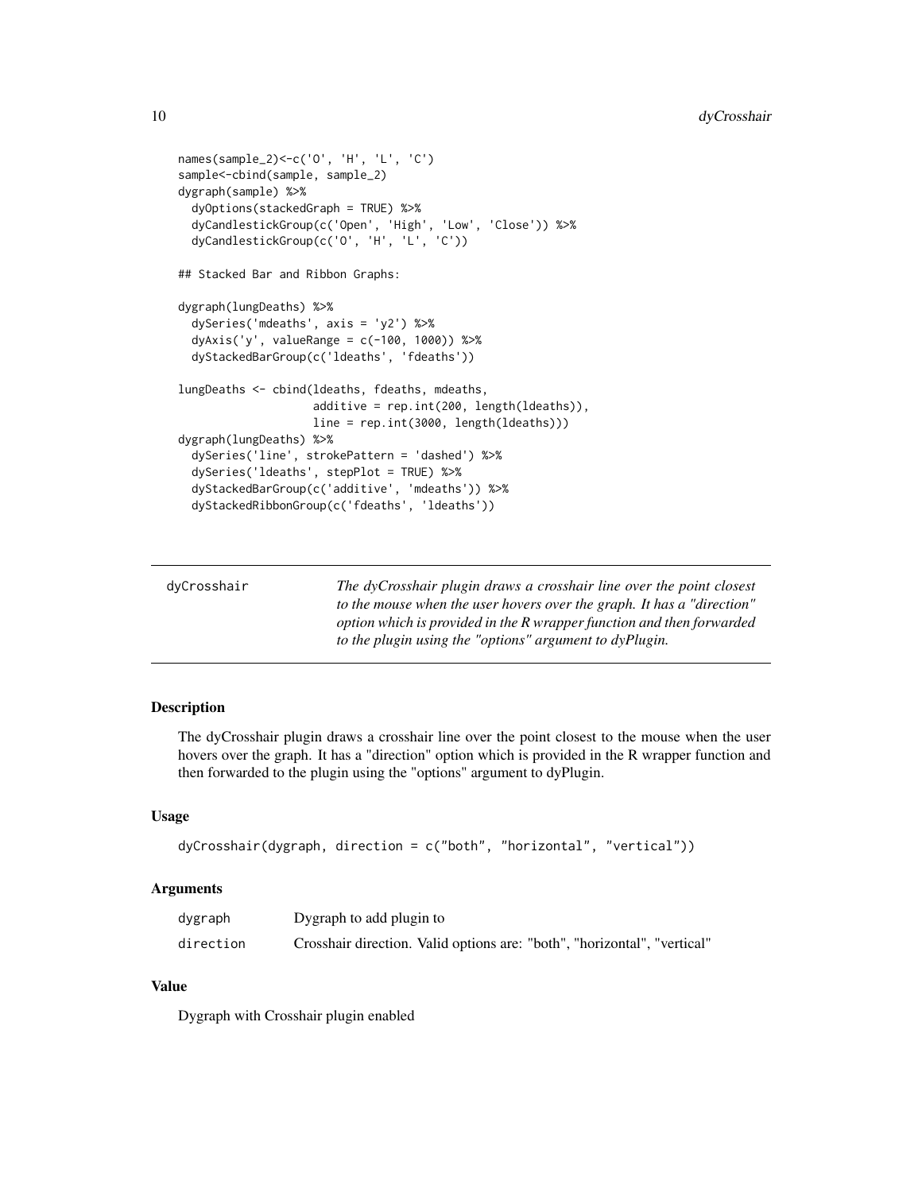```
names(sample_2)<-c('O', 'H', 'L', 'C')
sample<-cbind(sample, sample_2)
dygraph(sample) %>%
  dyOptions(stackedGraph = TRUE) %>%
  dyCandlestickGroup(c('Open', 'High', 'Low', 'Close')) %>%
  dyCandlestickGroup(c('O', 'H', 'L', 'C'))

## Stacked Bar and Ribbon Graphs:

dygraph(lungDeaths) %>%
  dySeries('mdeaths', axis = 'y2') %>%
  dyAxis('y', valueRange = c(-100, 1000)) %>%
  dyStackedBarGroup(c('ldeaths', 'fdeaths'))

lungDeaths <- cbind(ldeaths, fdeaths, mdeaths,
                    additive = rep.int(200, length(ldeaths)),
                    line = rep.int(3000, length(ldeaths)))
dygraph(lungDeaths) %>%
  dySeries('line', strokePattern = 'dashed') %>%
  dySeries('ldeaths', stepPlot = TRUE) %>%
  dyStackedBarGroup(c('additive', 'mdeaths')) %>%
  dyStackedRibbonGroup(c('fdeaths', 'ldeaths'))
```

---

## dyCrosshair

*The dyCrosshair plugin draws a crosshair line over the point closest to the mouse when the user hovers over the graph. It has a "direction" option which is provided in the R wrapper function and then forwarded to the plugin using the "options" argument to dyPlugin.*

---

### Description

The dyCrosshair plugin draws a crosshair line over the point closest to the mouse when the user hovers over the graph. It has a "direction" option which is provided in the R wrapper function and then forwarded to the plugin using the "options" argument to dyPlugin.

### Usage

```
dyCrosshair(dygraph, direction = c("both", "horizontal", "vertical"))
```

### Arguments

| | |
|---|---|
| `dygraph` | Dygraph to add plugin to |
| `direction` | Crosshair direction. Valid options are: "both", "horizontal", "vertical" |

### Value

Dygraph with Crosshair plugin enabled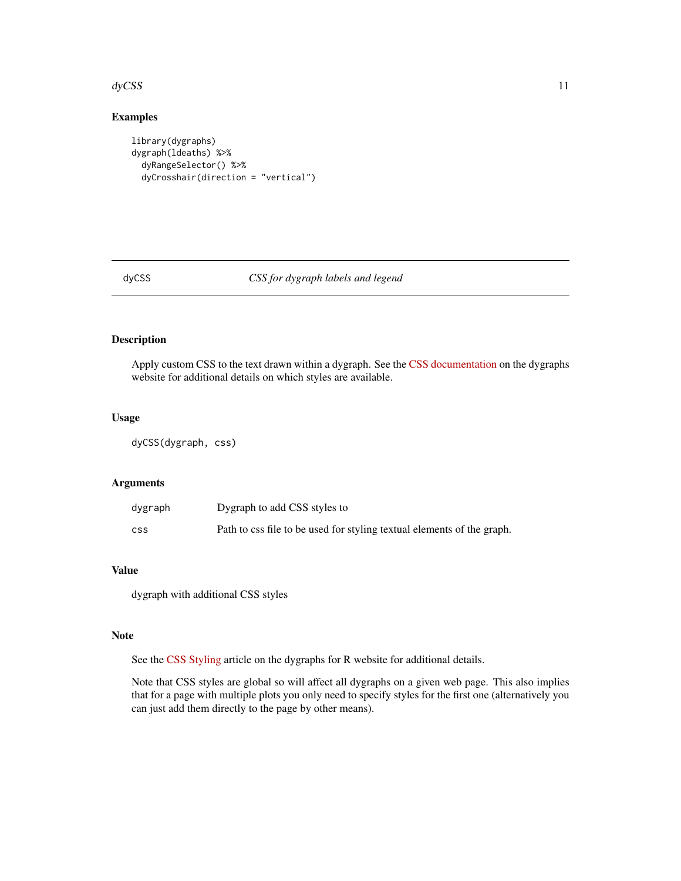## Examples

```
library(dygraphs)
dygraph(ldeaths) %>%
  dyRangeSelector() %>%
  dyCrosshair(direction = "vertical")
```

---

# dyCSS *CSS for dygraph labels and legend*

---

## Description

Apply custom CSS to the text drawn within a dygraph. See the CSS documentation on the dygraphs website for additional details on which styles are available.

## Usage

```
dyCSS(dygraph, css)
```

## Arguments

| | |
|---|---|
| dygraph | Dygraph to add CSS styles to |
| css | Path to css file to be used for styling textual elements of the graph. |

## Value

dygraph with additional CSS styles

## Note

See the CSS Styling article on the dygraphs for R website for additional details.

Note that CSS styles are global so will affect all dygraphs on a given web page. This also implies that for a page with multiple plots you only need to specify styles for the first one (alternatively you can just add them directly to the page by other means).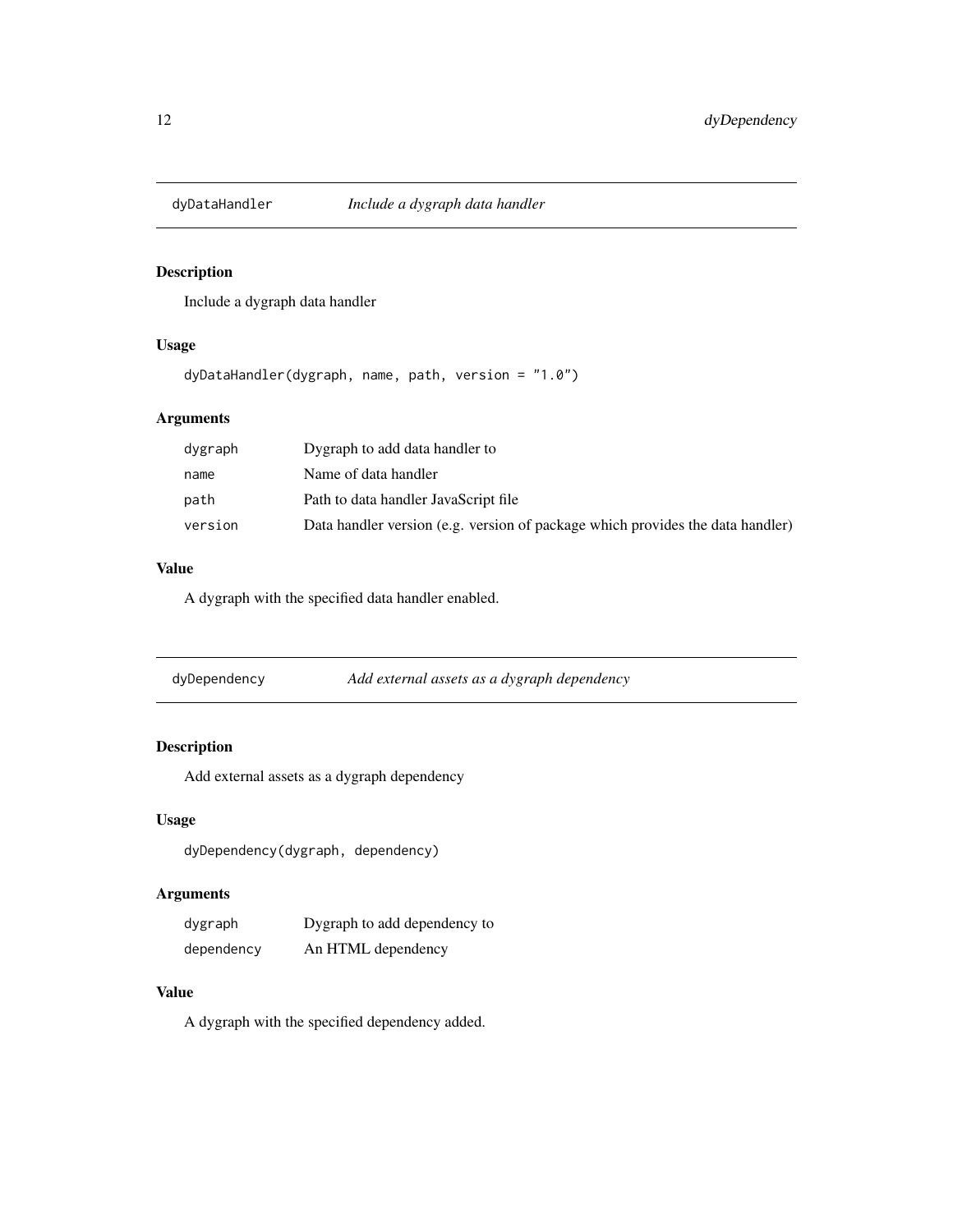## dyDataHandler — *Include a dygraph data handler*

### Description

Include a dygraph data handler

### Usage

```
dyDataHandler(dygraph, name, path, version = "1.0")
```

### Arguments

| | |
|---|---|
| dygraph | Dygraph to add data handler to |
| name | Name of data handler |
| path | Path to data handler JavaScript file |
| version | Data handler version (e.g. version of package which provides the data handler) |

### Value

A dygraph with the specified data handler enabled.

## dyDependency — *Add external assets as a dygraph dependency*

### Description

Add external assets as a dygraph dependency

### Usage

```
dyDependency(dygraph, dependency)
```

### Arguments

| | |
|---|---|
| dygraph | Dygraph to add dependency to |
| dependency | An HTML dependency |

### Value

A dygraph with the specified dependency added.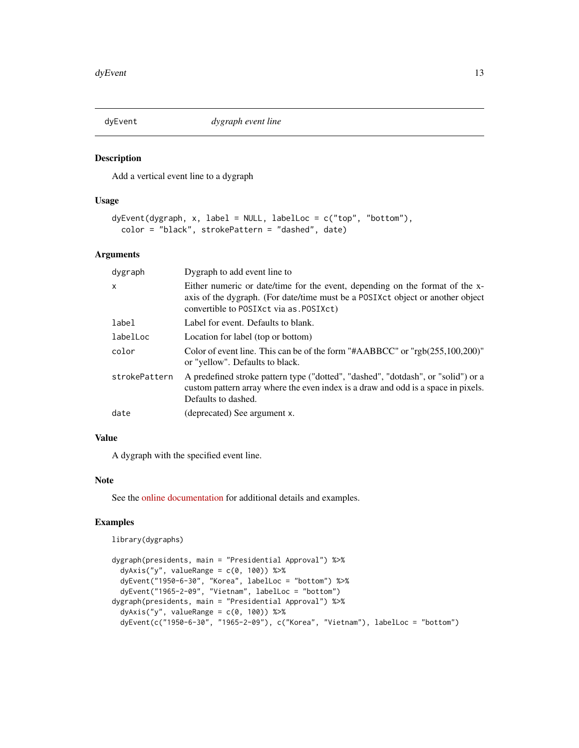## dyEvent — *dygraph event line*

### Description

Add a vertical event line to a dygraph

### Usage

```
dyEvent(dygraph, x, label = NULL, labelLoc = c("top", "bottom"),
  color = "black", strokePattern = "dashed", date)
```

### Arguments

| | |
|---|---|
| `dygraph` | Dygraph to add event line to |
| `x` | Either numeric or date/time for the event, depending on the format of the x-axis of the dygraph. (For date/time must be a `POSIXct` object or another object convertible to `POSIXct` via `as.POSIXct`) |
| `label` | Label for event. Defaults to blank. |
| `labelLoc` | Location for label (top or bottom) |
| `color` | Color of event line. This can be of the form "#AABBCC" or "rgb(255,100,200)" or "yellow". Defaults to black. |
| `strokePattern` | A predefined stroke pattern type ("dotted", "dashed", "dotdash", or "solid") or a custom pattern array where the even index is a draw and odd is a space in pixels. Defaults to dashed. |
| `date` | (deprecated) See argument `x`. |

### Value

A dygraph with the specified event line.

### Note

See the online documentation for additional details and examples.

### Examples

```
library(dygraphs)

dygraph(presidents, main = "Presidential Approval") %>%
  dyAxis("y", valueRange = c(0, 100)) %>%
  dyEvent("1950-6-30", "Korea", labelLoc = "bottom") %>%
  dyEvent("1965-2-09", "Vietnam", labelLoc = "bottom")
dygraph(presidents, main = "Presidential Approval") %>%
  dyAxis("y", valueRange = c(0, 100)) %>%
  dyEvent(c("1950-6-30", "1965-2-09"), c("Korea", "Vietnam"), labelLoc = "bottom")
```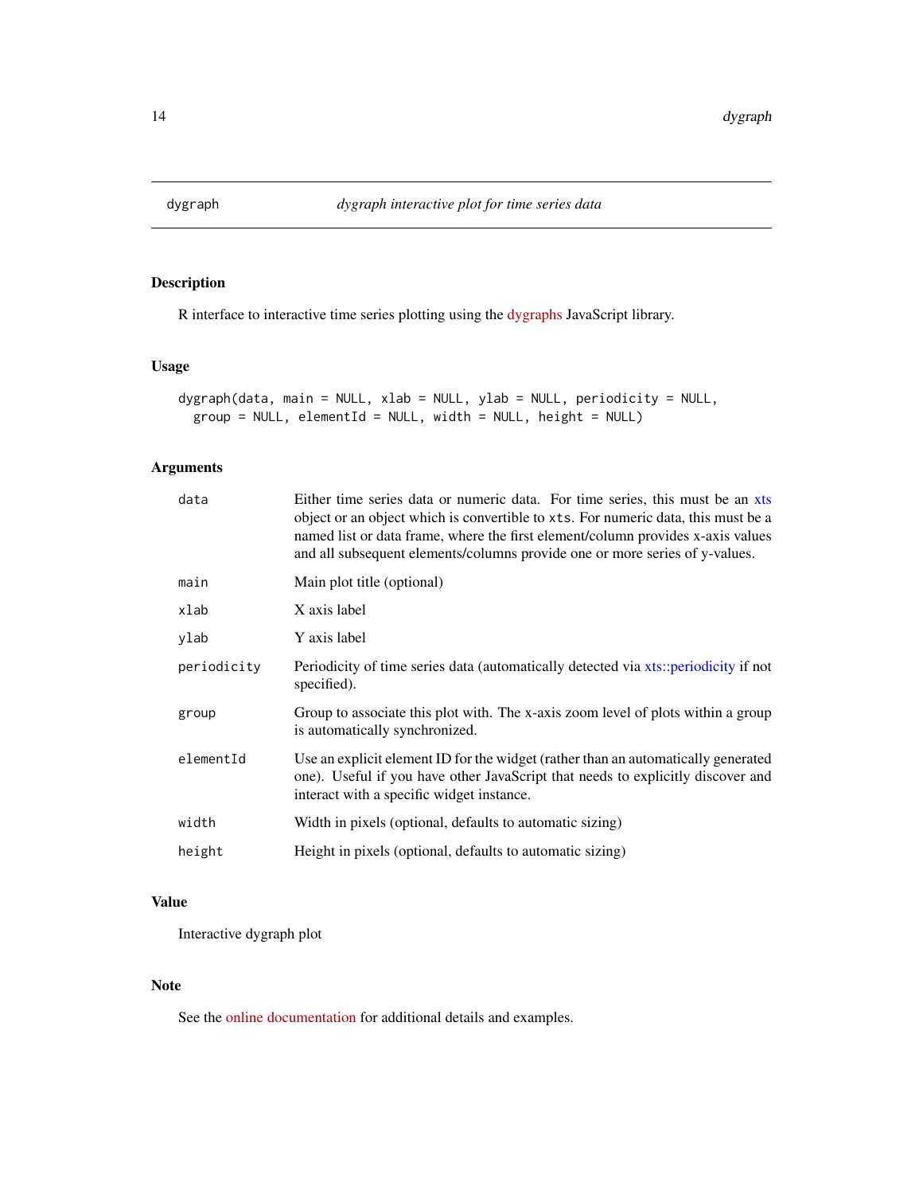# dygraph — *dygraph interactive plot for time series data*

## Description

R interface to interactive time series plotting using the dygraphs JavaScript library.

## Usage

```
dygraph(data, main = NULL, xlab = NULL, ylab = NULL, periodicity = NULL,
  group = NULL, elementId = NULL, width = NULL, height = NULL)
```

## Arguments

| Argument | Description |
|---|---|
| `data` | Either time series data or numeric data. For time series, this must be an xts object or an object which is convertible to `xts`. For numeric data, this must be a named list or data frame, where the first element/column provides x-axis values and all subsequent elements/columns provide one or more series of y-values. |
| `main` | Main plot title (optional) |
| `xlab` | X axis label |
| `ylab` | Y axis label |
| `periodicity` | Periodicity of time series data (automatically detected via xts::periodicity if not specified). |
| `group` | Group to associate this plot with. The x-axis zoom level of plots within a group is automatically synchronized. |
| `elementId` | Use an explicit element ID for the widget (rather than an automatically generated one). Useful if you have other JavaScript that needs to explicitly discover and interact with a specific widget instance. |
| `width` | Width in pixels (optional, defaults to automatic sizing) |
| `height` | Height in pixels (optional, defaults to automatic sizing) |

## Value

Interactive dygraph plot

## Note

See the online documentation for additional details and examples.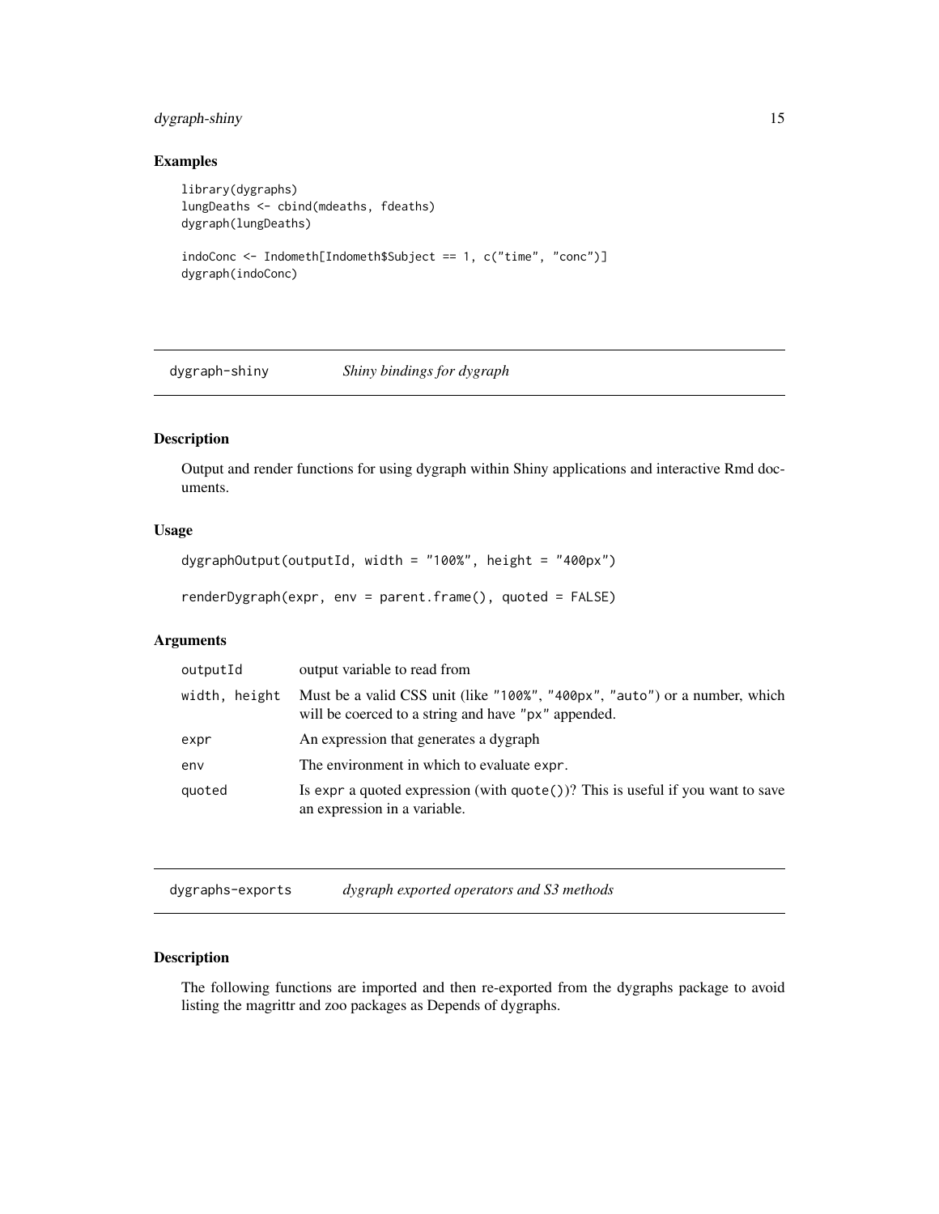## Examples

```
library(dygraphs)
lungDeaths <- cbind(mdeaths, fdeaths)
dygraph(lungDeaths)

indoConc <- Indometh[Indometh$Subject == 1, c("time", "conc")]
dygraph(indoConc)
```

---

## dygraph-shiny — *Shiny bindings for dygraph*

### Description

Output and render functions for using dygraph within Shiny applications and interactive Rmd documents.

### Usage

```
dygraphOutput(outputId, width = "100%", height = "400px")

renderDygraph(expr, env = parent.frame(), quoted = FALSE)
```

### Arguments

| | |
|---|---|
| `outputId` | output variable to read from |
| `width, height` | Must be a valid CSS unit (like `"100%"`, `"400px"`, `"auto"`) or a number, which will be coerced to a string and have `"px"` appended. |
| `expr` | An expression that generates a dygraph |
| `env` | The environment in which to evaluate `expr`. |
| `quoted` | Is `expr` a quoted expression (with `quote()`)? This is useful if you want to save an expression in a variable. |

---

## dygraphs-exports — *dygraph exported operators and S3 methods*

### Description

The following functions are imported and then re-exported from the dygraphs package to avoid listing the magrittr and zoo packages as Depends of dygraphs.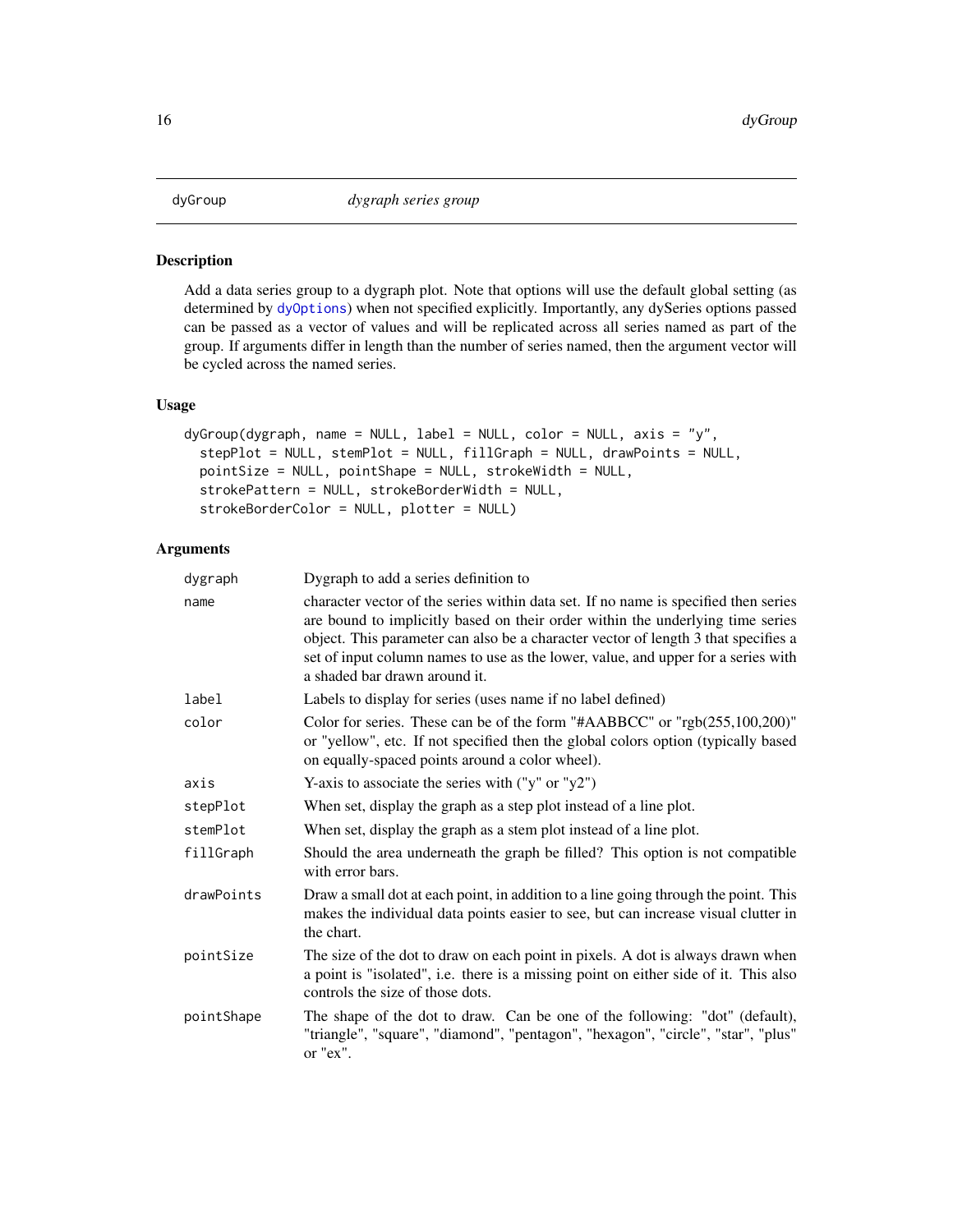## dyGroup — *dygraph series group*

### Description

Add a data series group to a dygraph plot. Note that options will use the default global setting (as determined by dyOptions) when not specified explicitly. Importantly, any dySeries options passed can be passed as a vector of values and will be replicated across all series named as part of the group. If arguments differ in length than the number of series named, then the argument vector will be cycled across the named series.

### Usage

```
dyGroup(dygraph, name = NULL, label = NULL, color = NULL, axis = "y",
  stepPlot = NULL, stemPlot = NULL, fillGraph = NULL, drawPoints = NULL,
  pointSize = NULL, pointShape = NULL, strokeWidth = NULL,
  strokePattern = NULL, strokeBorderWidth = NULL,
  strokeBorderColor = NULL, plotter = NULL)
```

### Arguments

| Argument | Description |
|---|---|
| `dygraph` | Dygraph to add a series definition to |
| `name` | character vector of the series within data set. If no name is specified then series are bound to implicitly based on their order within the underlying time series object. This parameter can also be a character vector of length 3 that specifies a set of input column names to use as the lower, value, and upper for a series with a shaded bar drawn around it. |
| `label` | Labels to display for series (uses name if no label defined) |
| `color` | Color for series. These can be of the form "#AABBCC" or "rgb(255,100,200)" or "yellow", etc. If not specified then the global colors option (typically based on equally-spaced points around a color wheel). |
| `axis` | Y-axis to associate the series with ("y" or "y2") |
| `stepPlot` | When set, display the graph as a step plot instead of a line plot. |
| `stemPlot` | When set, display the graph as a stem plot instead of a line plot. |
| `fillGraph` | Should the area underneath the graph be filled? This option is not compatible with error bars. |
| `drawPoints` | Draw a small dot at each point, in addition to a line going through the point. This makes the individual data points easier to see, but can increase visual clutter in the chart. |
| `pointSize` | The size of the dot to draw on each point in pixels. A dot is always drawn when a point is "isolated", i.e. there is a missing point on either side of it. This also controls the size of those dots. |
| `pointShape` | The shape of the dot to draw. Can be one of the following: "dot" (default), "triangle", "square", "diamond", "pentagon", "hexagon", "circle", "star", "plus" or "ex". |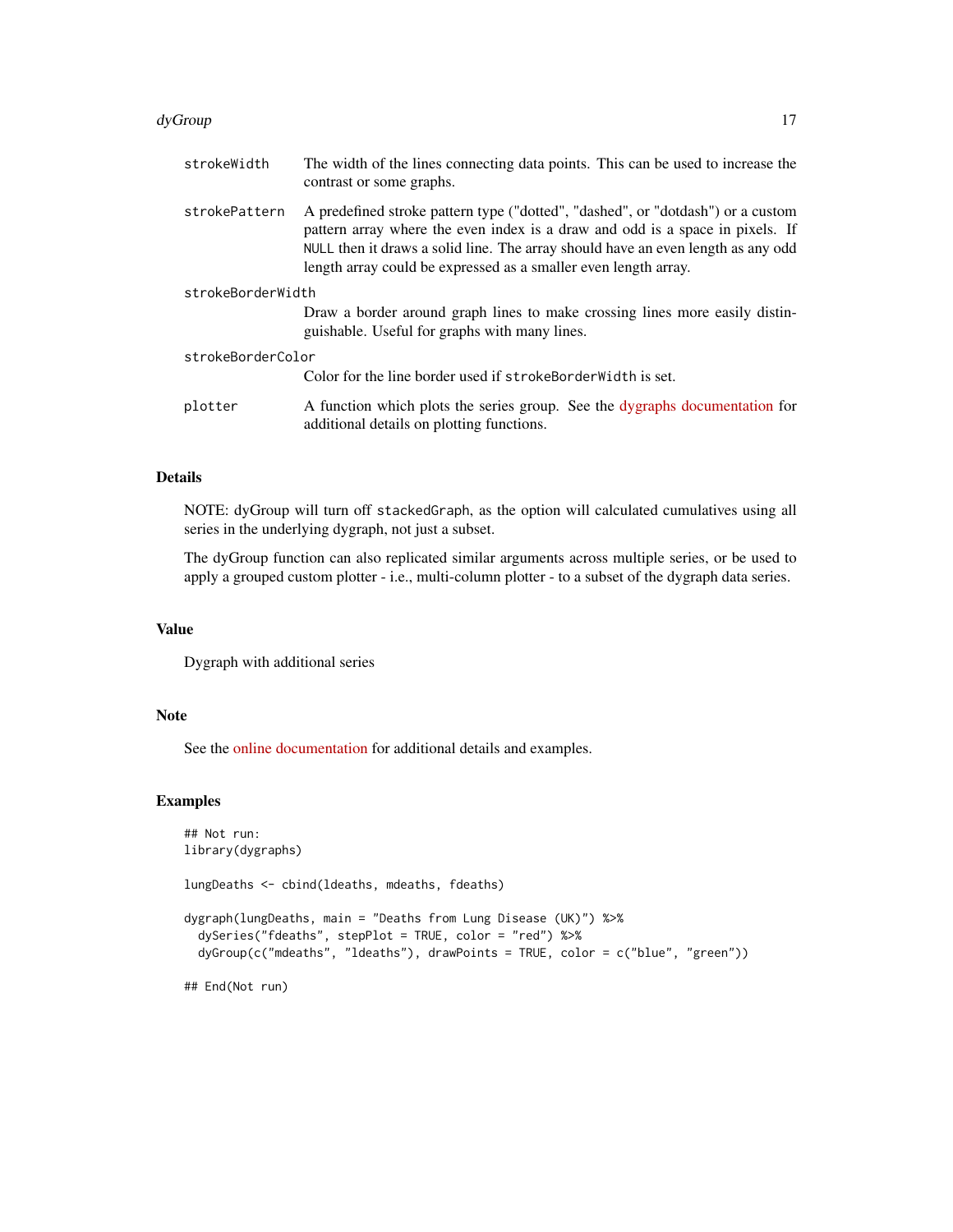| | |
|---|---|
| strokeWidth | The width of the lines connecting data points. This can be used to increase the contrast or some graphs. |
| strokePattern | A predefined stroke pattern type ("dotted", "dashed", or "dotdash") or a custom pattern array where the even index is a draw and odd is a space in pixels. If NULL then it draws a solid line. The array should have an even length as any odd length array could be expressed as a smaller even length array. |
| strokeBorderWidth | Draw a border around graph lines to make crossing lines more easily distinguishable. Useful for graphs with many lines. |
| strokeBorderColor | Color for the line border used if strokeBorderWidth is set. |
| plotter | A function which plots the series group. See the dygraphs documentation for additional details on plotting functions. |

## Details

NOTE: dyGroup will turn off stackedGraph, as the option will calculated cumulatives using all series in the underlying dygraph, not just a subset.

The dyGroup function can also replicated similar arguments across multiple series, or be used to apply a grouped custom plotter - i.e., multi-column plotter - to a subset of the dygraph data series.

## Value

Dygraph with additional series

## Note

See the online documentation for additional details and examples.

## Examples

```
## Not run:
library(dygraphs)

lungDeaths <- cbind(ldeaths, mdeaths, fdeaths)

dygraph(lungDeaths, main = "Deaths from Lung Disease (UK)") %>%
  dySeries("fdeaths", stepPlot = TRUE, color = "red") %>%
  dyGroup(c("mdeaths", "ldeaths"), drawPoints = TRUE, color = c("blue", "green"))

## End(Not run)
```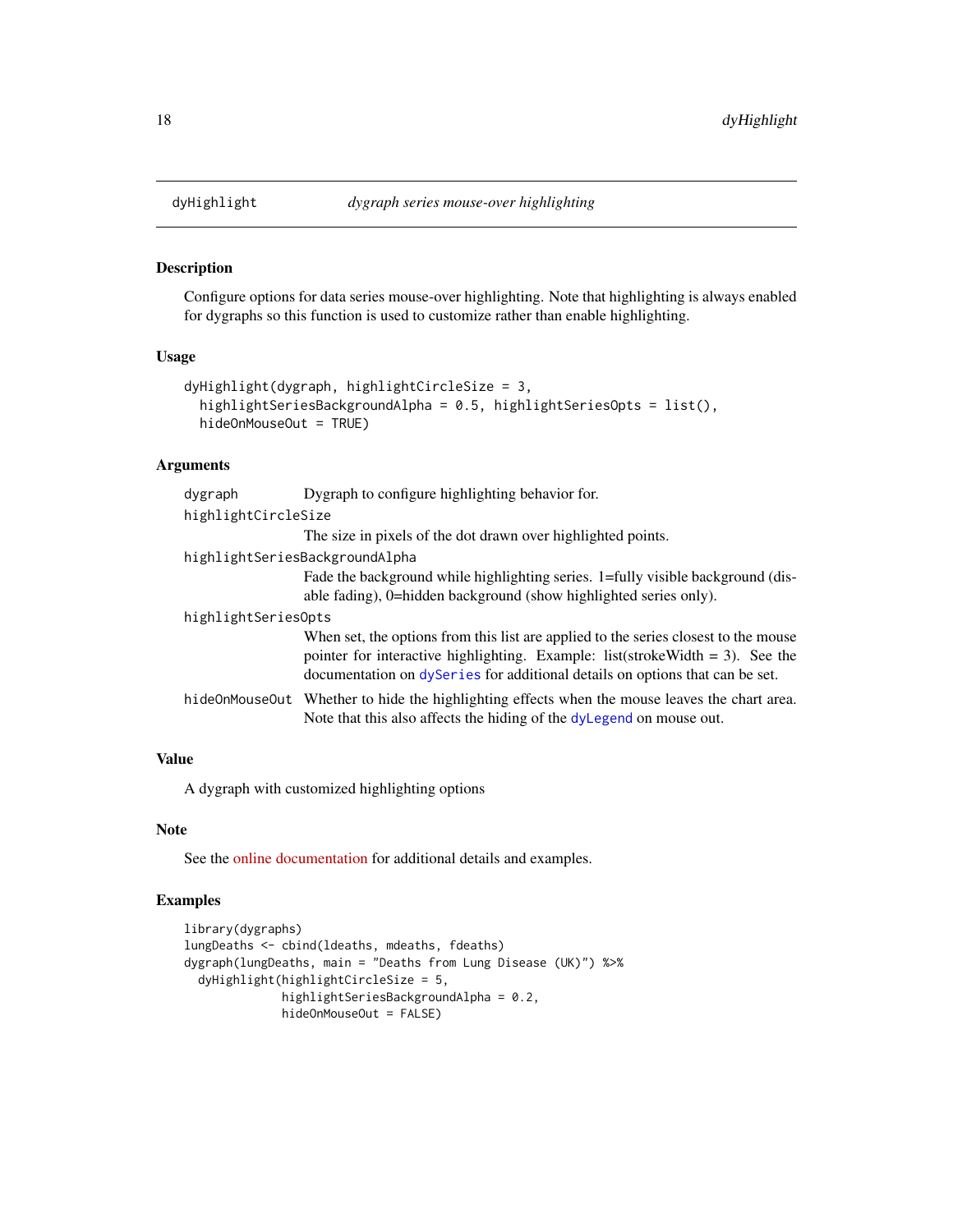## dyHighlight — *dygraph series mouse-over highlighting*

### Description

Configure options for data series mouse-over highlighting. Note that highlighting is always enabled for dygraphs so this function is used to customize rather than enable highlighting.

### Usage

```
dyHighlight(dygraph, highlightCircleSize = 3,
  highlightSeriesBackgroundAlpha = 0.5, highlightSeriesOpts = list(),
  hideOnMouseOut = TRUE)
```

### Arguments

- `dygraph` — Dygraph to configure highlighting behavior for.
- `highlightCircleSize` — The size in pixels of the dot drawn over highlighted points.
- `highlightSeriesBackgroundAlpha` — Fade the background while highlighting series. 1=fully visible background (disable fading), 0=hidden background (show highlighted series only).
- `highlightSeriesOpts` — When set, the options from this list are applied to the series closest to the mouse pointer for interactive highlighting. Example: list(strokeWidth = 3). See the documentation on `dySeries` for additional details on options that can be set.
- `hideOnMouseOut` — Whether to hide the highlighting effects when the mouse leaves the chart area. Note that this also affects the hiding of the `dyLegend` on mouse out.

### Value

A dygraph with customized highlighting options

### Note

See the online documentation for additional details and examples.

### Examples

```
library(dygraphs)
lungDeaths <- cbind(ldeaths, mdeaths, fdeaths)
dygraph(lungDeaths, main = "Deaths from Lung Disease (UK)") %>%
  dyHighlight(highlightCircleSize = 5,
              highlightSeriesBackgroundAlpha = 0.2,
              hideOnMouseOut = FALSE)
```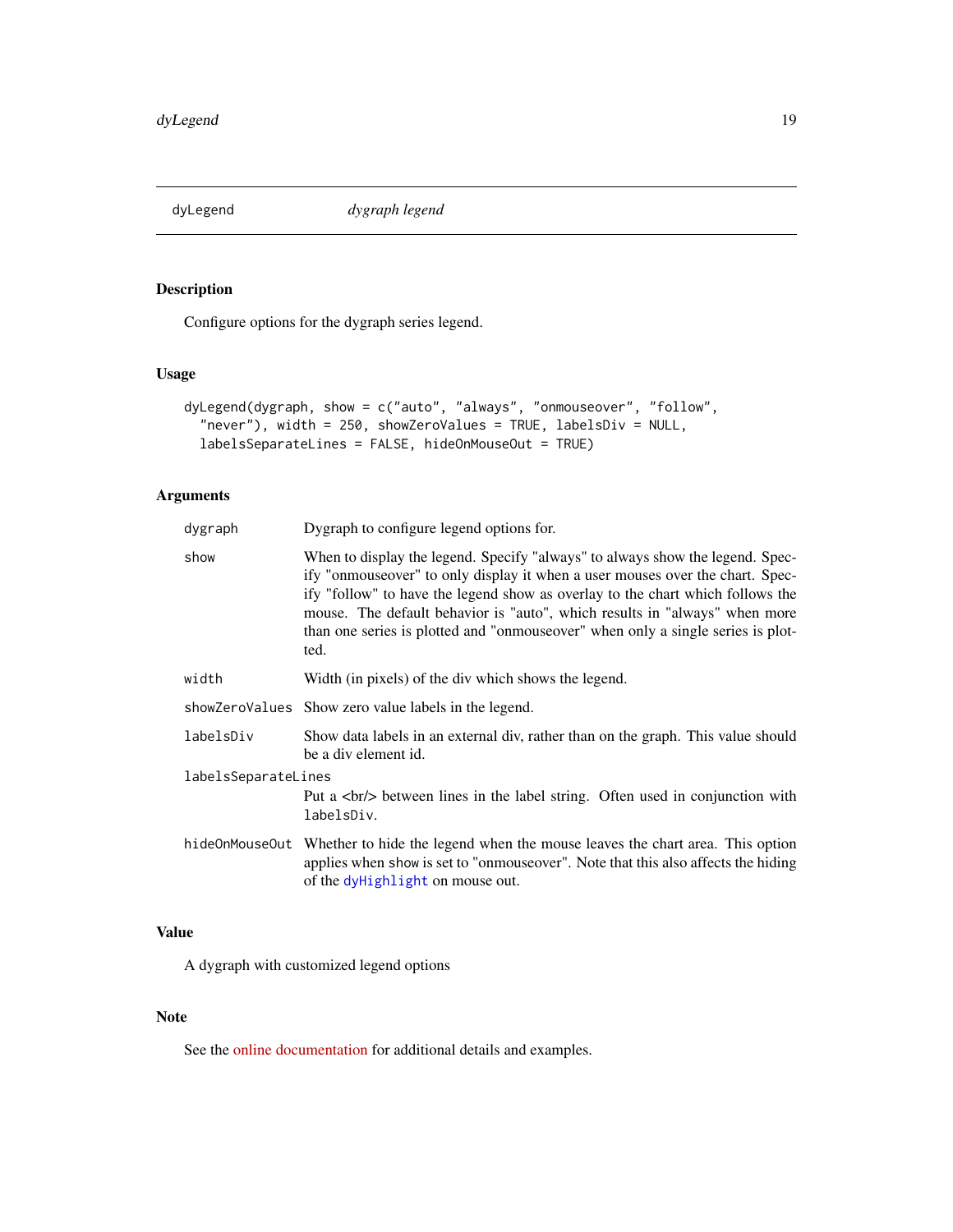# dyLegend — *dygraph legend*

## Description

Configure options for the dygraph series legend.

## Usage

```
dyLegend(dygraph, show = c("auto", "always", "onmouseover", "follow",
  "never"), width = 250, showZeroValues = TRUE, labelsDiv = NULL,
  labelsSeparateLines = FALSE, hideOnMouseOut = TRUE)
```

## Arguments

| Argument | Description |
|---|---|
| `dygraph` | Dygraph to configure legend options for. |
| `show` | When to display the legend. Specify "always" to always show the legend. Specify "onmouseover" to only display it when a user mouses over the chart. Specify "follow" to have the legend show as overlay to the chart which follows the mouse. The default behavior is "auto", which results in "always" when more than one series is plotted and "onmouseover" when only a single series is plotted. |
| `width` | Width (in pixels) of the div which shows the legend. |
| `showZeroValues` | Show zero value labels in the legend. |
| `labelsDiv` | Show data labels in an external div, rather than on the graph. This value should be a div element id. |
| `labelsSeparateLines` | Put a <br/> between lines in the label string. Often used in conjunction with `labelsDiv`. |
| `hideOnMouseOut` | Whether to hide the legend when the mouse leaves the chart area. This option applies when show is set to "onmouseover". Note that this also affects the hiding of the `dyHighlight` on mouse out. |

## Value

A dygraph with customized legend options

## Note

See the online documentation for additional details and examples.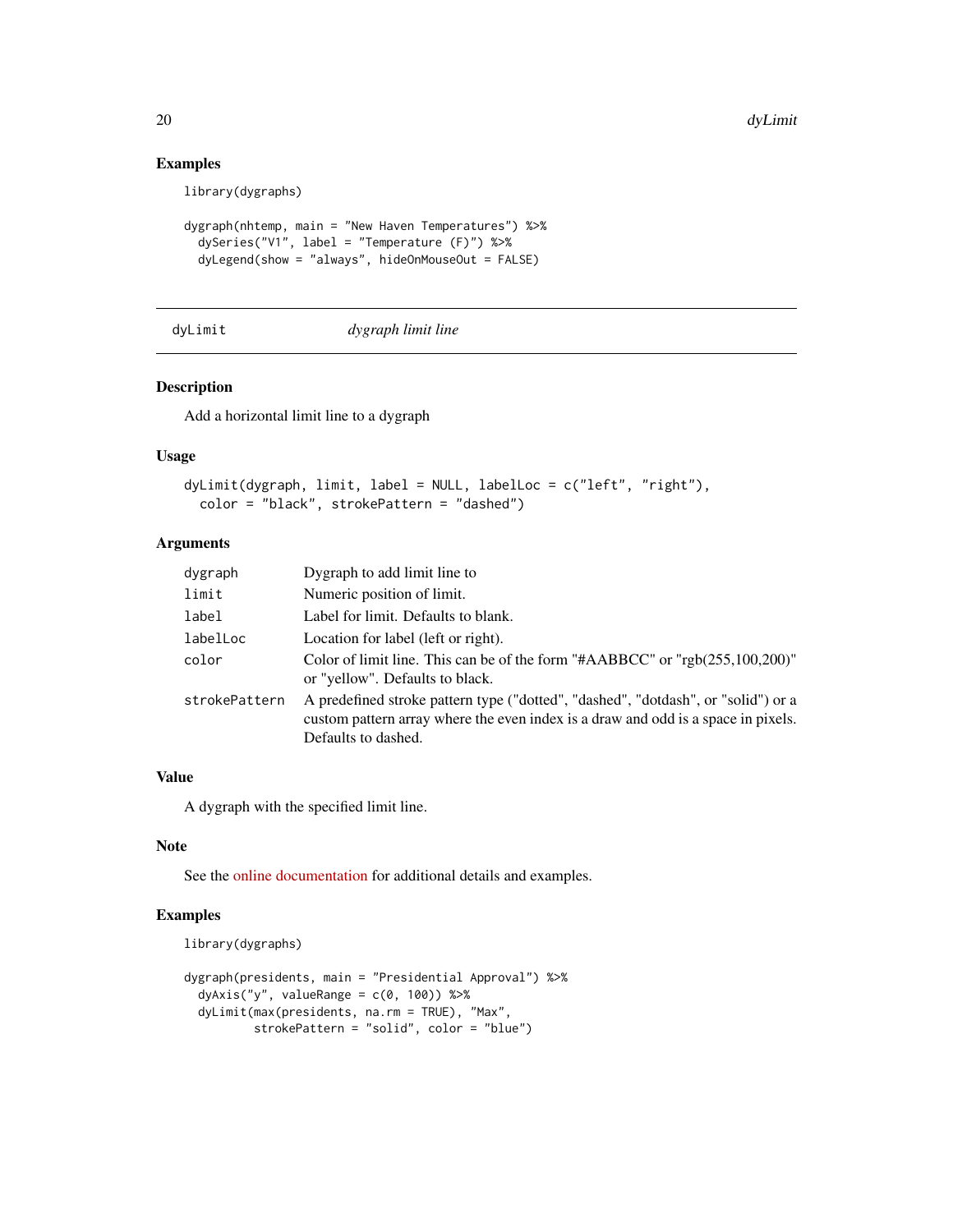## Examples

```
library(dygraphs)

dygraph(nhtemp, main = "New Haven Temperatures") %>%
  dySeries("V1", label = "Temperature (F)") %>%
  dyLegend(show = "always", hideOnMouseOut = FALSE)
```

---

# dyLimit *dygraph limit line*

---

## Description

Add a horizontal limit line to a dygraph

## Usage

```
dyLimit(dygraph, limit, label = NULL, labelLoc = c("left", "right"),
  color = "black", strokePattern = "dashed")
```

## Arguments

| | |
|---|---|
| dygraph | Dygraph to add limit line to |
| limit | Numeric position of limit. |
| label | Label for limit. Defaults to blank. |
| labelLoc | Location for label (left or right). |
| color | Color of limit line. This can be of the form "#AABBCC" or "rgb(255,100,200)" or "yellow". Defaults to black. |
| strokePattern | A predefined stroke pattern type ("dotted", "dashed", "dotdash", or "solid") or a custom pattern array where the even index is a draw and odd is a space in pixels. Defaults to dashed. |

## Value

A dygraph with the specified limit line.

## Note

See the online documentation for additional details and examples.

## Examples

```
library(dygraphs)

dygraph(presidents, main = "Presidential Approval") %>%
  dyAxis("y", valueRange = c(0, 100)) %>%
  dyLimit(max(presidents, na.rm = TRUE), "Max",
          strokePattern = "solid", color = "blue")
```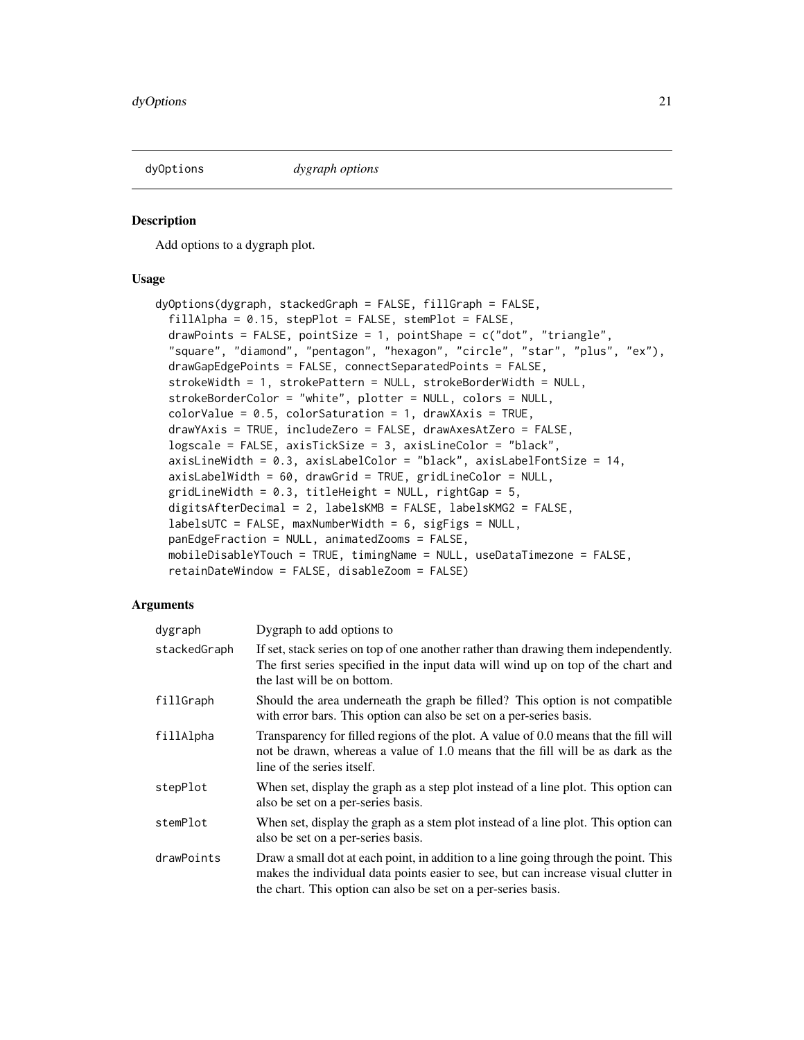## dyOptions *dygraph options*

### Description

Add options to a dygraph plot.

### Usage

```
dyOptions(dygraph, stackedGraph = FALSE, fillGraph = FALSE,
  fillAlpha = 0.15, stepPlot = FALSE, stemPlot = FALSE,
  drawPoints = FALSE, pointSize = 1, pointShape = c("dot", "triangle",
  "square", "diamond", "pentagon", "hexagon", "circle", "star", "plus", "ex"),
  drawGapEdgePoints = FALSE, connectSeparatedPoints = FALSE,
  strokeWidth = 1, strokePattern = NULL, strokeBorderWidth = NULL,
  strokeBorderColor = "white", plotter = NULL, colors = NULL,
  colorValue = 0.5, colorSaturation = 1, drawXAxis = TRUE,
  drawYAxis = TRUE, includeZero = FALSE, drawAxesAtZero = FALSE,
  logscale = FALSE, axisTickSize = 3, axisLineColor = "black",
  axisLineWidth = 0.3, axisLabelColor = "black", axisLabelFontSize = 14,
  axisLabelWidth = 60, drawGrid = TRUE, gridLineColor = NULL,
  gridLineWidth = 0.3, titleHeight = NULL, rightGap = 5,
  digitsAfterDecimal = 2, labelsKMB = FALSE, labelsKMG2 = FALSE,
  labelsUTC = FALSE, maxNumberWidth = 6, sigFigs = NULL,
  panEdgeFraction = NULL, animatedZooms = FALSE,
  mobileDisableYTouch = TRUE, timingName = NULL, useDataTimezone = FALSE,
  retainDateWindow = FALSE, disableZoom = FALSE)
```

### Arguments

| | |
|---|---|
| dygraph | Dygraph to add options to |
| stackedGraph | If set, stack series on top of one another rather than drawing them independently. The first series specified in the input data will wind up on top of the chart and the last will be on bottom. |
| fillGraph | Should the area underneath the graph be filled? This option is not compatible with error bars. This option can also be set on a per-series basis. |
| fillAlpha | Transparency for filled regions of the plot. A value of 0.0 means that the fill will not be drawn, whereas a value of 1.0 means that the fill will be as dark as the line of the series itself. |
| stepPlot | When set, display the graph as a step plot instead of a line plot. This option can also be set on a per-series basis. |
| stemPlot | When set, display the graph as a stem plot instead of a line plot. This option can also be set on a per-series basis. |
| drawPoints | Draw a small dot at each point, in addition to a line going through the point. This makes the individual data points easier to see, but can increase visual clutter in the chart. This option can also be set on a per-series basis. |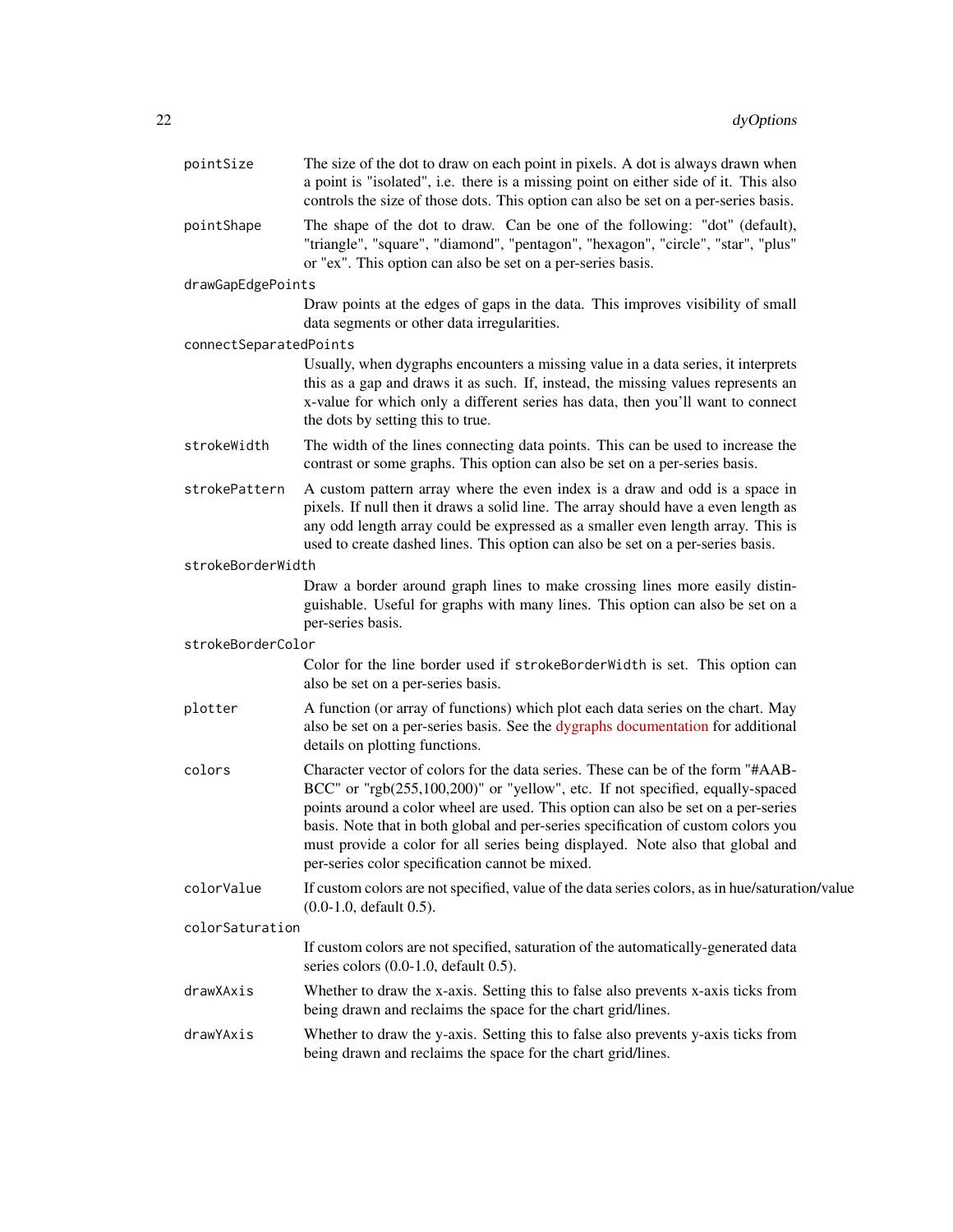| | |
|---|---|
| `pointSize` | The size of the dot to draw on each point in pixels. A dot is always drawn when a point is "isolated", i.e. there is a missing point on either side of it. This also controls the size of those dots. This option can also be set on a per-series basis. |
| `pointShape` | The shape of the dot to draw. Can be one of the following: "dot" (default), "triangle", "square", "diamond", "pentagon", "hexagon", "circle", "star", "plus" or "ex". This option can also be set on a per-series basis. |
| `drawGapEdgePoints` | Draw points at the edges of gaps in the data. This improves visibility of small data segments or other data irregularities. |
| `connectSeparatedPoints` | Usually, when dygraphs encounters a missing value in a data series, it interprets this as a gap and draws it as such. If, instead, the missing values represents an x-value for which only a different series has data, then you'll want to connect the dots by setting this to true. |
| `strokeWidth` | The width of the lines connecting data points. This can be used to increase the contrast or some graphs. This option can also be set on a per-series basis. |
| `strokePattern` | A custom pattern array where the even index is a draw and odd is a space in pixels. If null then it draws a solid line. The array should have a even length as any odd length array could be expressed as a smaller even length array. This is used to create dashed lines. This option can also be set on a per-series basis. |
| `strokeBorderWidth` | Draw a border around graph lines to make crossing lines more easily distinguishable. Useful for graphs with many lines. This option can also be set on a per-series basis. |
| `strokeBorderColor` | Color for the line border used if `strokeBorderWidth` is set. This option can also be set on a per-series basis. |
| `plotter` | A function (or array of functions) which plot each data series on the chart. May also be set on a per-series basis. See the dygraphs documentation for additional details on plotting functions. |
| `colors` | Character vector of colors for the data series. These can be of the form "#AABBCC" or "rgb(255,100,200)" or "yellow", etc. If not specified, equally-spaced points around a color wheel are used. This option can also be set on a per-series basis. Note that in both global and per-series specification of custom colors you must provide a color for all series being displayed. Note also that global and per-series color specification cannot be mixed. |
| `colorValue` | If custom colors are not specified, value of the data series colors, as in hue/saturation/value (0.0-1.0, default 0.5). |
| `colorSaturation` | If custom colors are not specified, saturation of the automatically-generated data series colors (0.0-1.0, default 0.5). |
| `drawXAxis` | Whether to draw the x-axis. Setting this to false also prevents x-axis ticks from being drawn and reclaims the space for the chart grid/lines. |
| `drawYAxis` | Whether to draw the y-axis. Setting this to false also prevents y-axis ticks from being drawn and reclaims the space for the chart grid/lines. |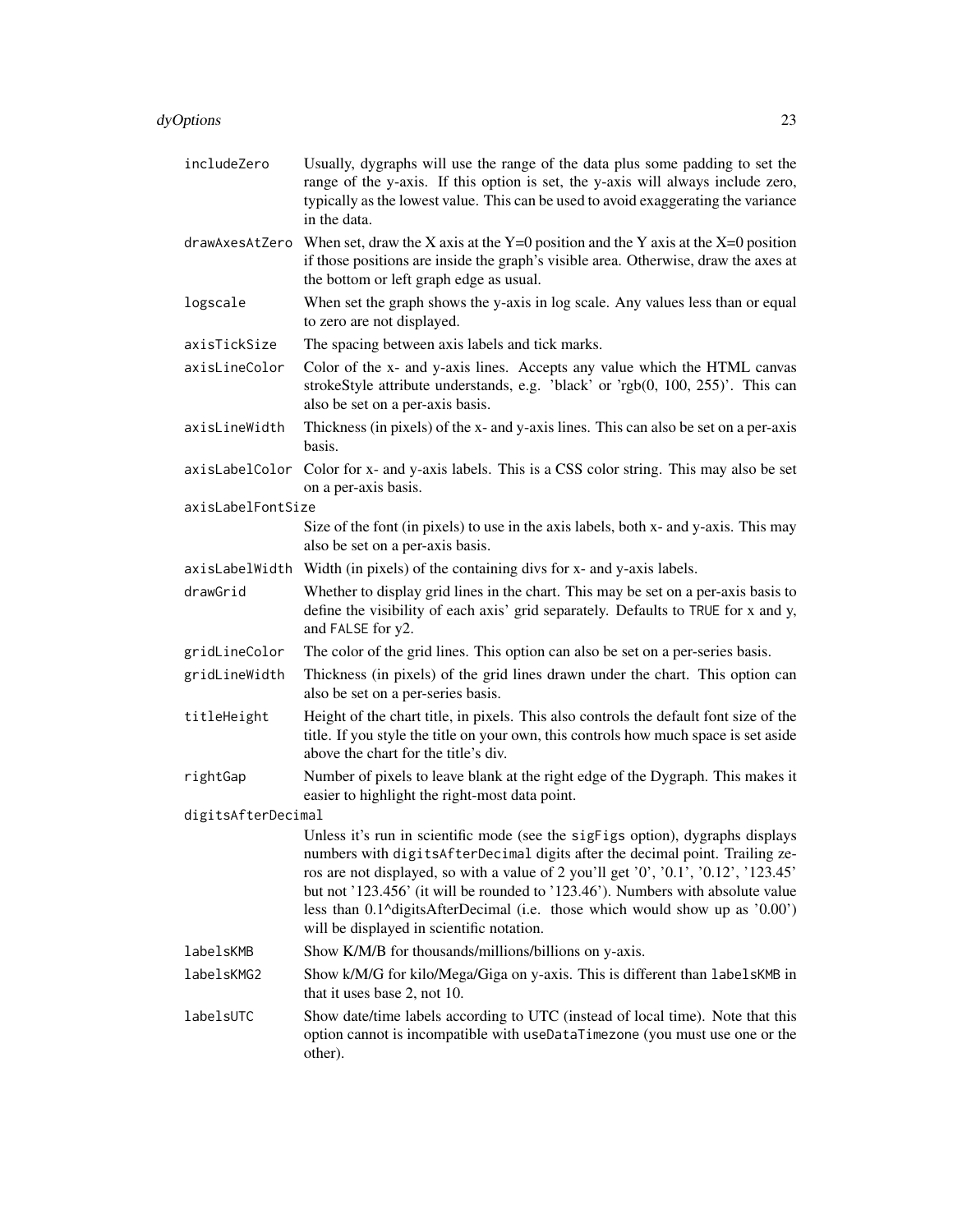`includeZero` Usually, dygraphs will use the range of the data plus some padding to set the range of the y-axis. If this option is set, the y-axis will always include zero, typically as the lowest value. This can be used to avoid exaggerating the variance in the data.

`drawAxesAtZero` When set, draw the X axis at the Y=0 position and the Y axis at the X=0 position if those positions are inside the graph's visible area. Otherwise, draw the axes at the bottom or left graph edge as usual.

`logscale` When set the graph shows the y-axis in log scale. Any values less than or equal to zero are not displayed.

`axisTickSize` The spacing between axis labels and tick marks.

`axisLineColor` Color of the x- and y-axis lines. Accepts any value which the HTML canvas strokeStyle attribute understands, e.g. 'black' or 'rgb(0, 100, 255)'. This can also be set on a per-axis basis.

`axisLineWidth` Thickness (in pixels) of the x- and y-axis lines. This can also be set on a per-axis basis.

`axisLabelColor` Color for x- and y-axis labels. This is a CSS color string. This may also be set on a per-axis basis.

`axisLabelFontSize` Size of the font (in pixels) to use in the axis labels, both x- and y-axis. This may also be set on a per-axis basis.

`axisLabelWidth` Width (in pixels) of the containing divs for x- and y-axis labels.

`drawGrid` Whether to display grid lines in the chart. This may be set on a per-axis basis to define the visibility of each axis' grid separately. Defaults to `TRUE` for x and y, and `FALSE` for y2.

`gridLineColor` The color of the grid lines. This option can also be set on a per-series basis.

`gridLineWidth` Thickness (in pixels) of the grid lines drawn under the chart. This option can also be set on a per-series basis.

`titleHeight` Height of the chart title, in pixels. This also controls the default font size of the title. If you style the title on your own, this controls how much space is set aside above the chart for the title's div.

`rightGap` Number of pixels to leave blank at the right edge of the Dygraph. This makes it easier to highlight the right-most data point.

`digitsAfterDecimal` Unless it's run in scientific mode (see the `sigFigs` option), dygraphs displays numbers with `digitsAfterDecimal` digits after the decimal point. Trailing zeros are not displayed, so with a value of 2 you'll get '0', '0.1', '0.12', '123.45' but not '123.456' (it will be rounded to '123.46'). Numbers with absolute value less than 0.1^digitsAfterDecimal (i.e. those which would show up as '0.00') will be displayed in scientific notation.

`labelsKMB` Show K/M/B for thousands/millions/billions on y-axis.

`labelsKMG2` Show k/M/G for kilo/Mega/Giga on y-axis. This is different than `labelsKMB` in that it uses base 2, not 10.

`labelsUTC` Show date/time labels according to UTC (instead of local time). Note that this option cannot is incompatible with `useDataTimezone` (you must use one or the other).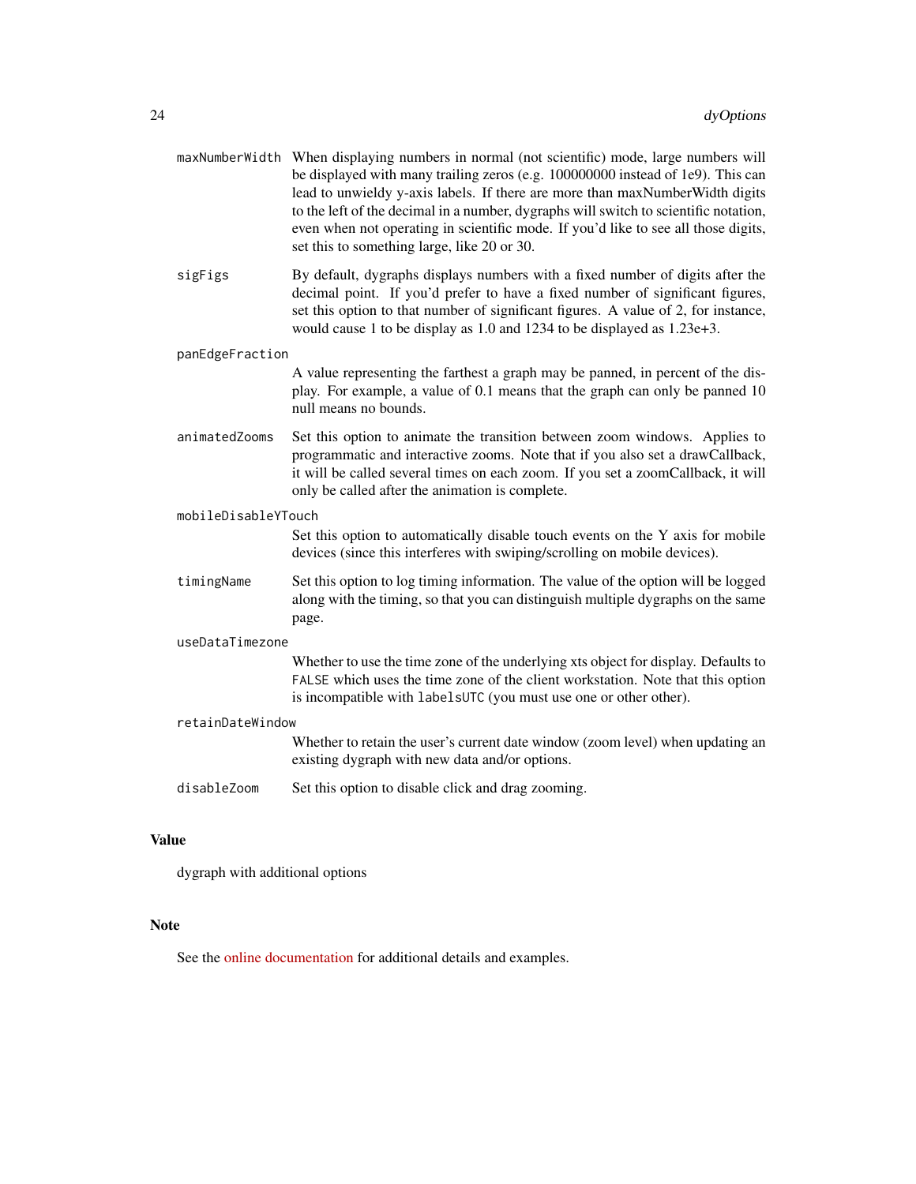`maxNumberWidth`
: When displaying numbers in normal (not scientific) mode, large numbers will be displayed with many trailing zeros (e.g. 100000000 instead of 1e9). This can lead to unwieldy y-axis labels. If there are more than maxNumberWidth digits to the left of the decimal in a number, dygraphs will switch to scientific notation, even when not operating in scientific mode. If you'd like to see all those digits, set this to something large, like 20 or 30.

`sigFigs`
: By default, dygraphs displays numbers with a fixed number of digits after the decimal point. If you'd prefer to have a fixed number of significant figures, set this option to that number of significant figures. A value of 2, for instance, would cause 1 to be display as 1.0 and 1234 to be displayed as 1.23e+3.

`panEdgeFraction`
: A value representing the farthest a graph may be panned, in percent of the display. For example, a value of 0.1 means that the graph can only be panned 10 null means no bounds.

`animatedZooms`
: Set this option to animate the transition between zoom windows. Applies to programmatic and interactive zooms. Note that if you also set a drawCallback, it will be called several times on each zoom. If you set a zoomCallback, it will only be called after the animation is complete.

`mobileDisableYTouch`
: Set this option to automatically disable touch events on the Y axis for mobile devices (since this interferes with swiping/scrolling on mobile devices).

`timingName`
: Set this option to log timing information. The value of the option will be logged along with the timing, so that you can distinguish multiple dygraphs on the same page.

`useDataTimezone`
: Whether to use the time zone of the underlying xts object for display. Defaults to `FALSE` which uses the time zone of the client workstation. Note that this option is incompatible with `labelsUTC` (you must use one or other other).

`retainDateWindow`
: Whether to retain the user's current date window (zoom level) when updating an existing dygraph with new data and/or options.

`disableZoom`
: Set this option to disable click and drag zooming.

## Value

dygraph with additional options

## Note

See the online documentation for additional details and examples.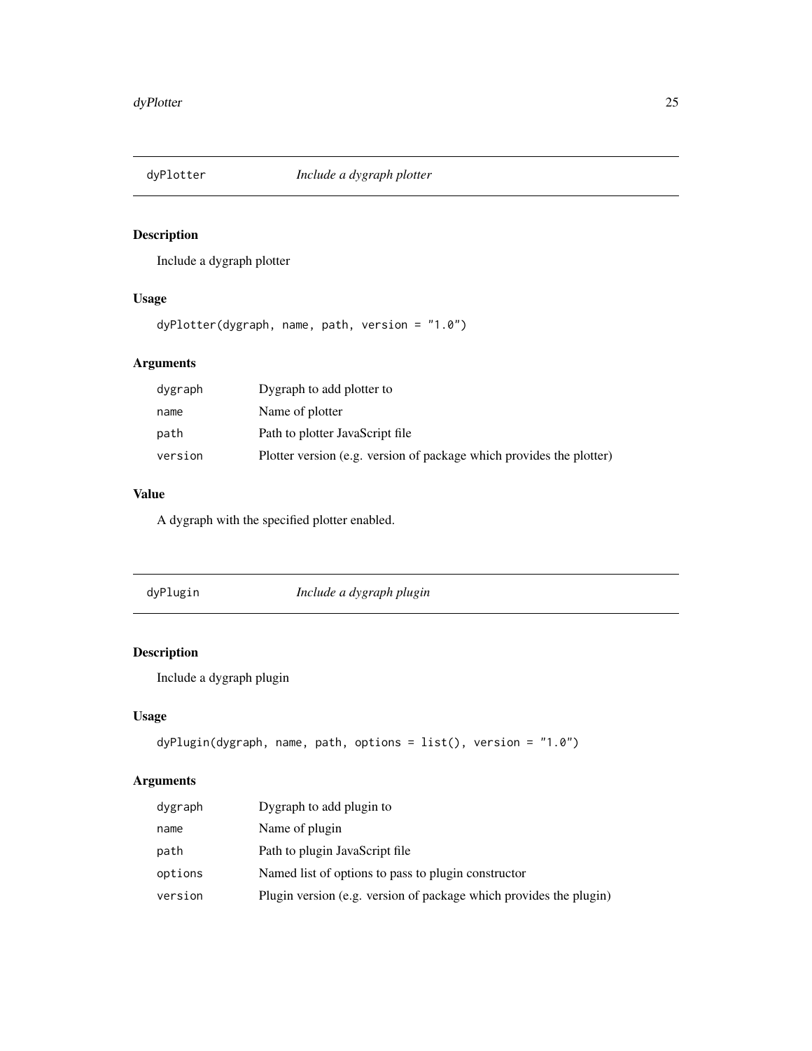## dyPlotter *Include a dygraph plotter*

### Description

Include a dygraph plotter

### Usage

```
dyPlotter(dygraph, name, path, version = "1.0")
```

### Arguments

| | |
|---|---|
| dygraph | Dygraph to add plotter to |
| name | Name of plotter |
| path | Path to plotter JavaScript file |
| version | Plotter version (e.g. version of package which provides the plotter) |

### Value

A dygraph with the specified plotter enabled.

## dyPlugin *Include a dygraph plugin*

### Description

Include a dygraph plugin

### Usage

```
dyPlugin(dygraph, name, path, options = list(), version = "1.0")
```

### Arguments

| | |
|---|---|
| dygraph | Dygraph to add plugin to |
| name | Name of plugin |
| path | Path to plugin JavaScript file |
| options | Named list of options to pass to plugin constructor |
| version | Plugin version (e.g. version of package which provides the plugin) |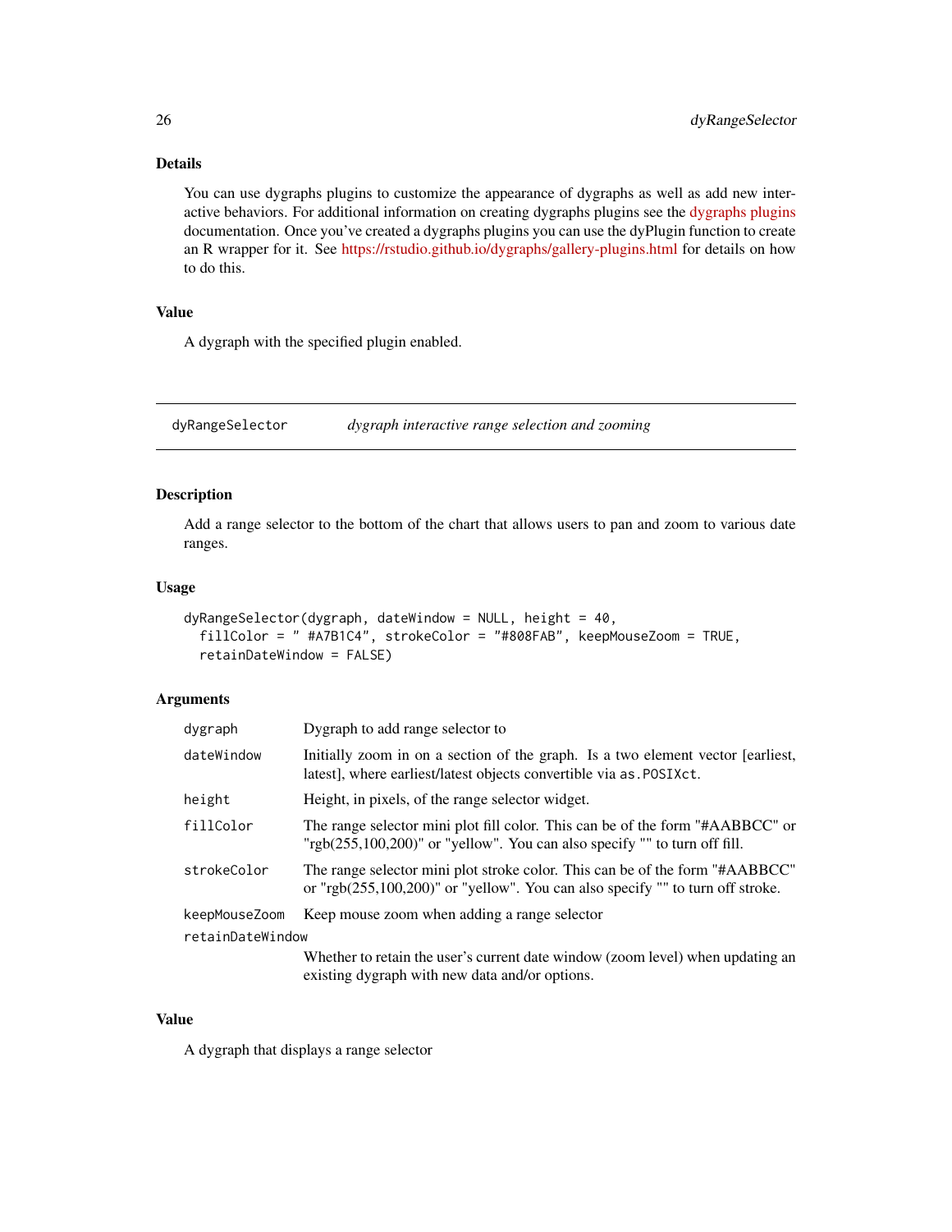## Details

You can use dygraphs plugins to customize the appearance of dygraphs as well as add new interactive behaviors. For additional information on creating dygraphs plugins see the dygraphs plugins documentation. Once you've created a dygraphs plugins you can use the dyPlugin function to create an R wrapper for it. See https://rstudio.github.io/dygraphs/gallery-plugins.html for details on how to do this.

## Value

A dygraph with the specified plugin enabled.

---

# dyRangeSelector — *dygraph interactive range selection and zooming*

## Description

Add a range selector to the bottom of the chart that allows users to pan and zoom to various date ranges.

## Usage

```
dyRangeSelector(dygraph, dateWindow = NULL, height = 40,
  fillColor = " #A7B1C4", strokeColor = "#808FAB", keepMouseZoom = TRUE,
  retainDateWindow = FALSE)
```

## Arguments

| Argument | Description |
|---|---|
| `dygraph` | Dygraph to add range selector to |
| `dateWindow` | Initially zoom in on a section of the graph. Is a two element vector [earliest, latest], where earliest/latest objects convertible via `as.POSIXct`. |
| `height` | Height, in pixels, of the range selector widget. |
| `fillColor` | The range selector mini plot fill color. This can be of the form "#AABBCC" or "rgb(255,100,200)" or "yellow". You can also specify "" to turn off fill. |
| `strokeColor` | The range selector mini plot stroke color. This can be of the form "#AABBCC" or "rgb(255,100,200)" or "yellow". You can also specify "" to turn off stroke. |
| `keepMouseZoom` | Keep mouse zoom when adding a range selector |
| `retainDateWindow` | Whether to retain the user's current date window (zoom level) when updating an existing dygraph with new data and/or options. |

## Value

A dygraph that displays a range selector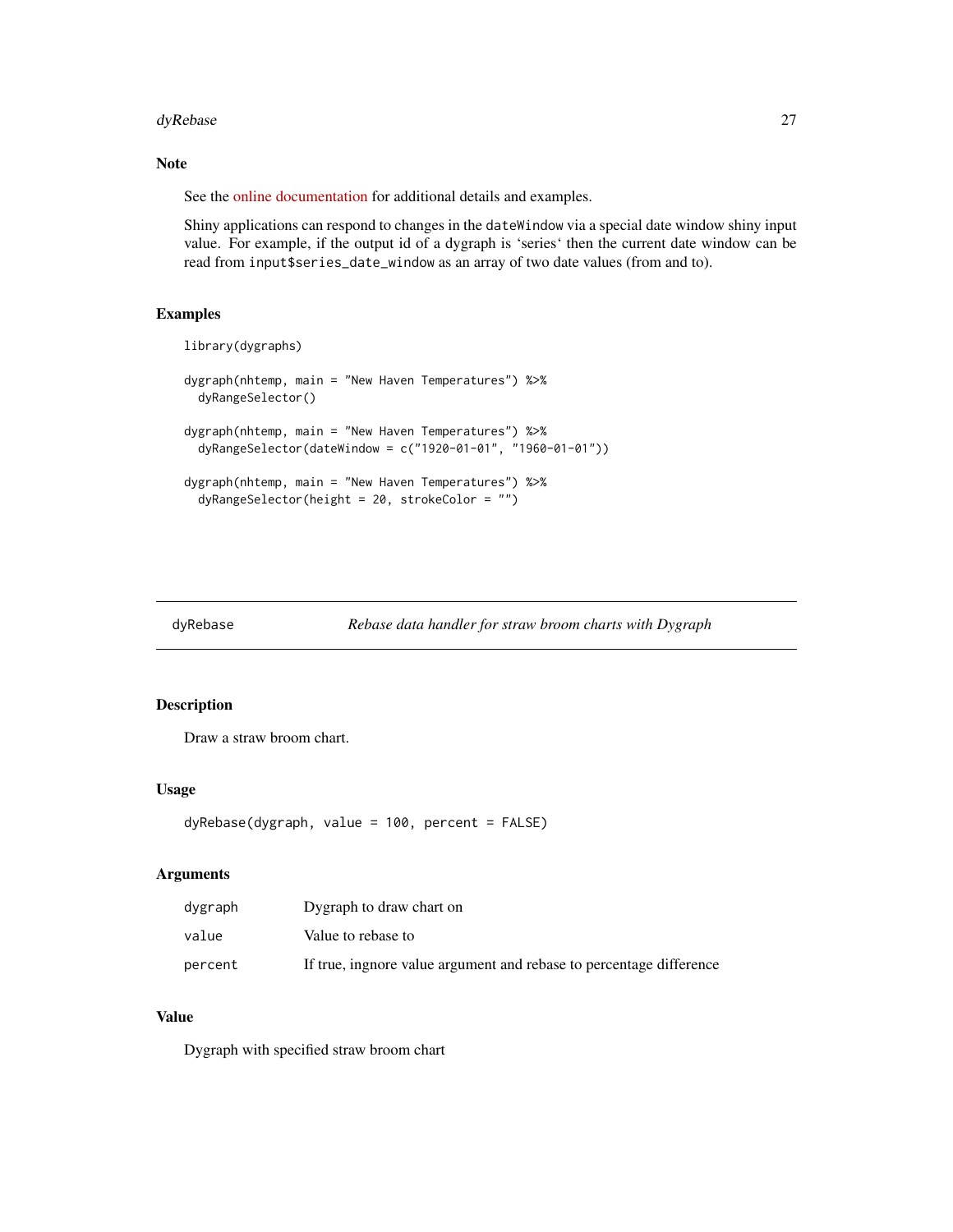## Note

See the online documentation for additional details and examples.

Shiny applications can respond to changes in the `dateWindow` via a special date window shiny input value. For example, if the output id of a dygraph is 'series' then the current date window can be read from `input$series_date_window` as an array of two date values (from and to).

## Examples

```
library(dygraphs)

dygraph(nhtemp, main = "New Haven Temperatures") %>%
  dyRangeSelector()

dygraph(nhtemp, main = "New Haven Temperatures") %>%
  dyRangeSelector(dateWindow = c("1920-01-01", "1960-01-01"))

dygraph(nhtemp, main = "New Haven Temperatures") %>%
  dyRangeSelector(height = 20, strokeColor = "")
```

---

# dyRebase    *Rebase data handler for straw broom charts with Dygraph*

---

## Description

Draw a straw broom chart.

## Usage

```
dyRebase(dygraph, value = 100, percent = FALSE)
```

## Arguments

| | |
|---|---|
| `dygraph` | Dygraph to draw chart on |
| `value` | Value to rebase to |
| `percent` | If true, ingnore value argument and rebase to percentage difference |

## Value

Dygraph with specified straw broom chart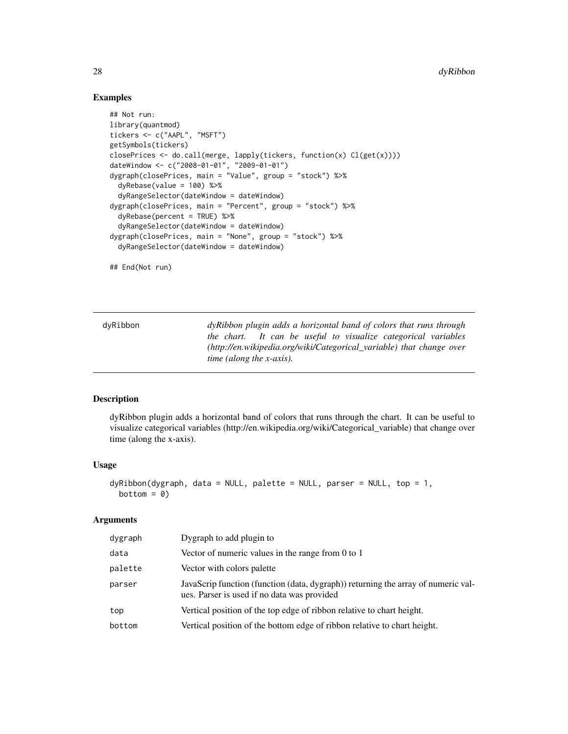### Examples

```
## Not run:
library(quantmod)
tickers <- c("AAPL", "MSFT")
getSymbols(tickers)
closePrices <- do.call(merge, lapply(tickers, function(x) Cl(get(x))))
dateWindow <- c("2008-01-01", "2009-01-01")
dygraph(closePrices, main = "Value", group = "stock") %>%
  dyRebase(value = 100) %>%
  dyRangeSelector(dateWindow = dateWindow)
dygraph(closePrices, main = "Percent", group = "stock") %>%
  dyRebase(percent = TRUE) %>%
  dyRangeSelector(dateWindow = dateWindow)
dygraph(closePrices, main = "None", group = "stock") %>%
  dyRangeSelector(dateWindow = dateWindow)

## End(Not run)
```

---

## dyRibbon

*dyRibbon plugin adds a horizontal band of colors that runs through the chart. It can be useful to visualize categorical variables (http://en.wikipedia.org/wiki/Categorical_variable) that change over time (along the x-axis).*

---

### Description

dyRibbon plugin adds a horizontal band of colors that runs through the chart. It can be useful to visualize categorical variables (http://en.wikipedia.org/wiki/Categorical_variable) that change over time (along the x-axis).

### Usage

```
dyRibbon(dygraph, data = NULL, palette = NULL, parser = NULL, top = 1,
  bottom = 0)
```

### Arguments

| | |
|---|---|
| dygraph | Dygraph to add plugin to |
| data | Vector of numeric values in the range from 0 to 1 |
| palette | Vector with colors palette |
| parser | JavaScrip function (function (data, dygraph)) returning the array of numeric values. Parser is used if no data was provided |
| top | Vertical position of the top edge of ribbon relative to chart height. |
| bottom | Vertical position of the bottom edge of ribbon relative to chart height. |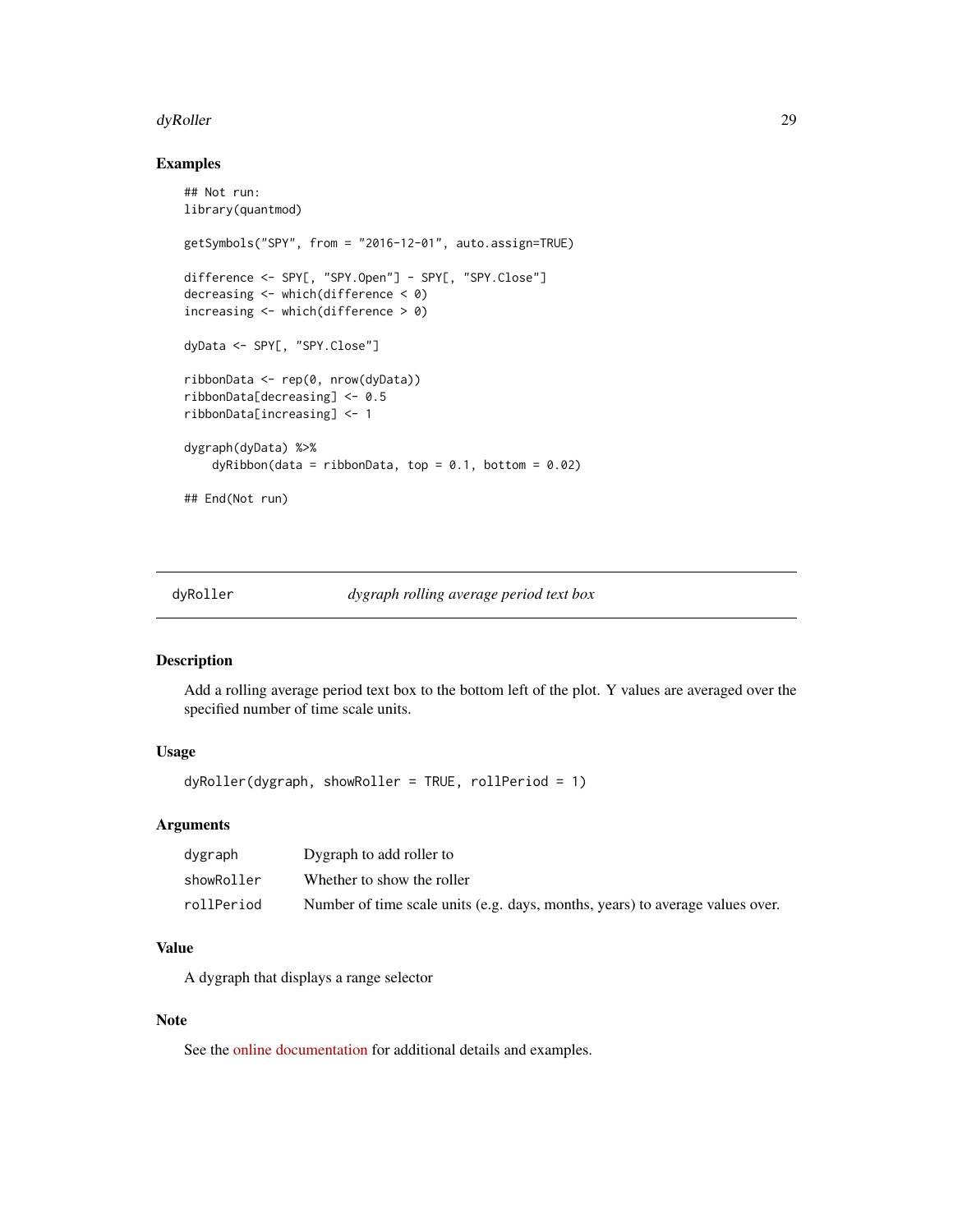### Examples

```
## Not run:
library(quantmod)

getSymbols("SPY", from = "2016-12-01", auto.assign=TRUE)

difference <- SPY[, "SPY.Open"] - SPY[, "SPY.Close"]
decreasing <- which(difference < 0)
increasing <- which(difference > 0)

dyData <- SPY[, "SPY.Close"]

ribbonData <- rep(0, nrow(dyData))
ribbonData[decreasing] <- 0.5
ribbonData[increasing] <- 1

dygraph(dyData) %>%
    dyRibbon(data = ribbonData, top = 0.1, bottom = 0.02)

## End(Not run)
```

---

## dyRoller — *dygraph rolling average period text box*

### Description

Add a rolling average period text box to the bottom left of the plot. Y values are averaged over the specified number of time scale units.

### Usage

```
dyRoller(dygraph, showRoller = TRUE, rollPeriod = 1)
```

### Arguments

| | |
|---|---|
| `dygraph` | Dygraph to add roller to |
| `showRoller` | Whether to show the roller |
| `rollPeriod` | Number of time scale units (e.g. days, months, years) to average values over. |

### Value

A dygraph that displays a range selector

### Note

See the online documentation for additional details and examples.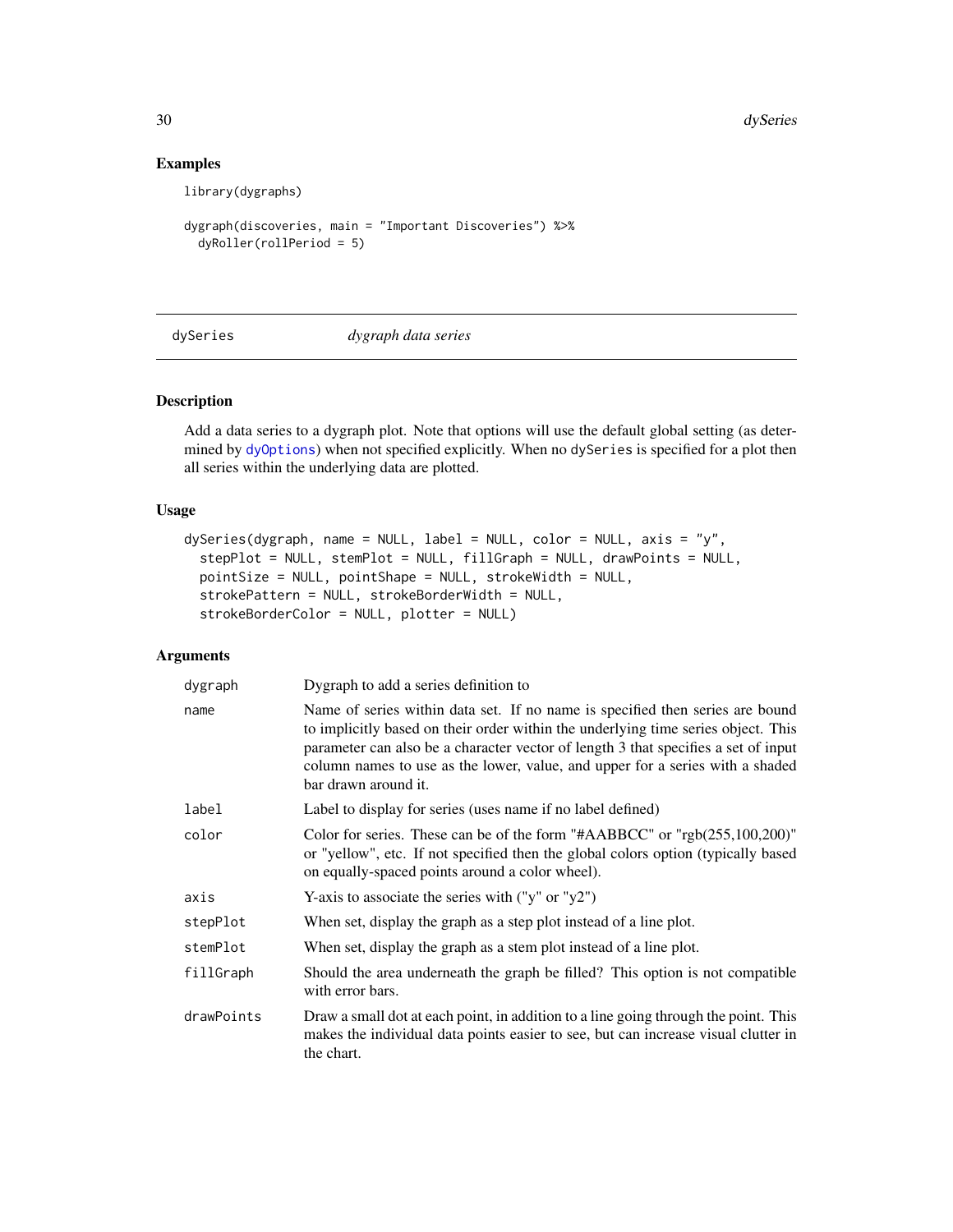## Examples

```
library(dygraphs)

dygraph(discoveries, main = "Important Discoveries") %>%
  dyRoller(rollPeriod = 5)
```

---

# dySeries *dygraph data series*

## Description

Add a data series to a dygraph plot. Note that options will use the default global setting (as determined by dyOptions) when not specified explicitly. When no dySeries is specified for a plot then all series within the underlying data are plotted.

## Usage

```
dySeries(dygraph, name = NULL, label = NULL, color = NULL, axis = "y",
  stepPlot = NULL, stemPlot = NULL, fillGraph = NULL, drawPoints = NULL,
  pointSize = NULL, pointShape = NULL, strokeWidth = NULL,
  strokePattern = NULL, strokeBorderWidth = NULL,
  strokeBorderColor = NULL, plotter = NULL)
```

## Arguments

| | |
|---|---|
| dygraph | Dygraph to add a series definition to |
| name | Name of series within data set. If no name is specified then series are bound to implicitly based on their order within the underlying time series object. This parameter can also be a character vector of length 3 that specifies a set of input column names to use as the lower, value, and upper for a series with a shaded bar drawn around it. |
| label | Label to display for series (uses name if no label defined) |
| color | Color for series. These can be of the form "#AABBCC" or "rgb(255,100,200)" or "yellow", etc. If not specified then the global colors option (typically based on equally-spaced points around a color wheel). |
| axis | Y-axis to associate the series with ("y" or "y2") |
| stepPlot | When set, display the graph as a step plot instead of a line plot. |
| stemPlot | When set, display the graph as a stem plot instead of a line plot. |
| fillGraph | Should the area underneath the graph be filled? This option is not compatible with error bars. |
| drawPoints | Draw a small dot at each point, in addition to a line going through the point. This makes the individual data points easier to see, but can increase visual clutter in the chart. |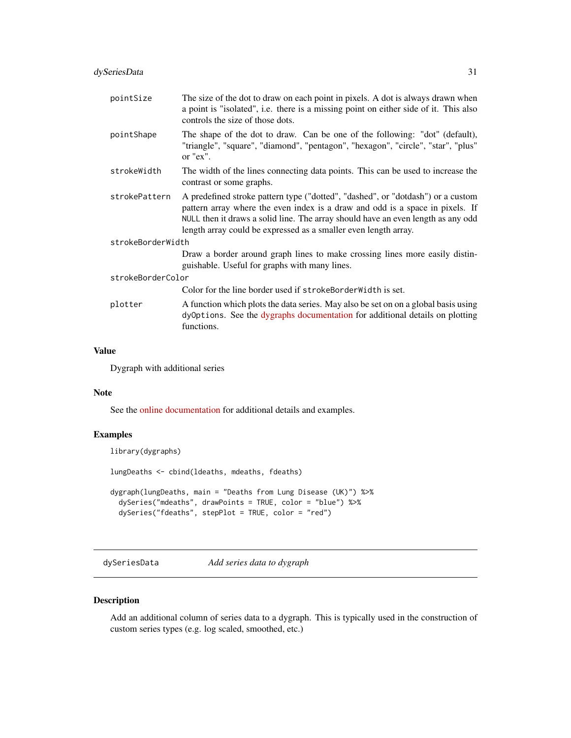| | |
|---|---|
| pointSize | The size of the dot to draw on each point in pixels. A dot is always drawn when a point is "isolated", i.e. there is a missing point on either side of it. This also controls the size of those dots. |
| pointShape | The shape of the dot to draw. Can be one of the following: "dot" (default), "triangle", "square", "diamond", "pentagon", "hexagon", "circle", "star", "plus" or "ex". |
| strokeWidth | The width of the lines connecting data points. This can be used to increase the contrast or some graphs. |
| strokePattern | A predefined stroke pattern type ("dotted", "dashed", or "dotdash") or a custom pattern array where the even index is a draw and odd is a space in pixels. If `NULL` then it draws a solid line. The array should have an even length as any odd length array could be expressed as a smaller even length array. |
| strokeBorderWidth | Draw a border around graph lines to make crossing lines more easily distinguishable. Useful for graphs with many lines. |
| strokeBorderColor | Color for the line border used if `strokeBorderWidth` is set. |
| plotter | A function which plots the data series. May also be set on on a global basis using `dyOptions`. See the dygraphs documentation for additional details on plotting functions. |

## Value

Dygraph with additional series

## Note

See the online documentation for additional details and examples.

## Examples

```
library(dygraphs)

lungDeaths <- cbind(ldeaths, mdeaths, fdeaths)

dygraph(lungDeaths, main = "Deaths from Lung Disease (UK)") %>%
  dySeries("mdeaths", drawPoints = TRUE, color = "blue") %>%
  dySeries("fdeaths", stepPlot = TRUE, color = "red")
```

---

# dySeriesData — *Add series data to dygraph*

---

## Description

Add an additional column of series data to a dygraph. This is typically used in the construction of custom series types (e.g. log scaled, smoothed, etc.)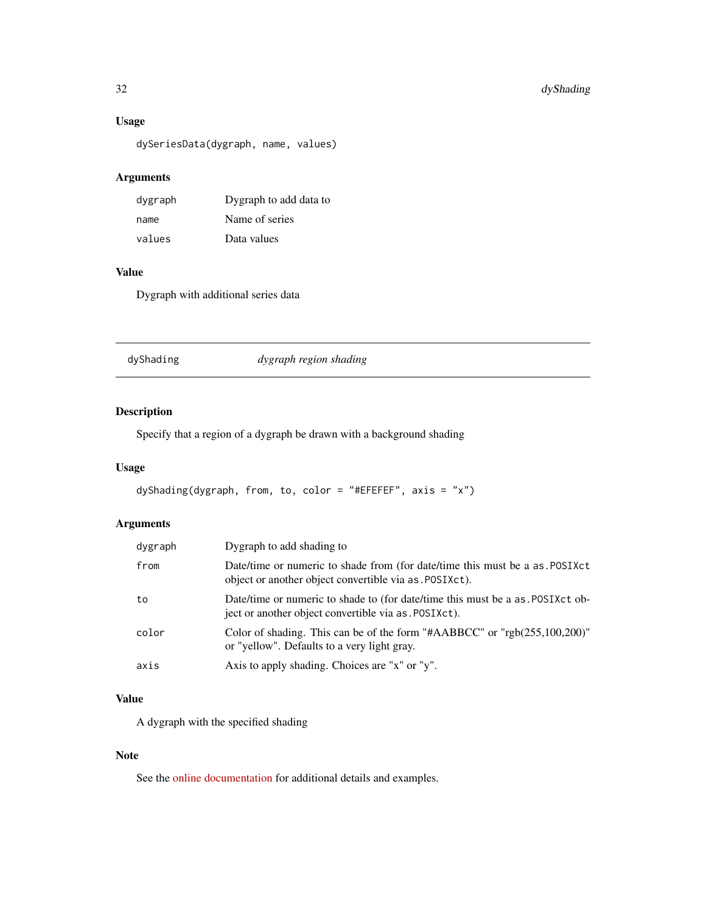### Usage

```
dySeriesData(dygraph, name, values)
```

### Arguments

| | |
|---|---|
| dygraph | Dygraph to add data to |
| name | Name of series |
| values | Data values |

### Value

Dygraph with additional series data

---

## dyShading *dygraph region shading*

---

### Description

Specify that a region of a dygraph be drawn with a background shading

### Usage

```
dyShading(dygraph, from, to, color = "#EFEFEF", axis = "x")
```

### Arguments

| | |
|---|---|
| dygraph | Dygraph to add shading to |
| from | Date/time or numeric to shade from (for date/time this must be a as.POSIXct object or another object convertible via as.POSIXct). |
| to | Date/time or numeric to shade to (for date/time this must be a as.POSIXct object or another object convertible via as.POSIXct). |
| color | Color of shading. This can be of the form "#AABBCC" or "rgb(255,100,200)" or "yellow". Defaults to a very light gray. |
| axis | Axis to apply shading. Choices are "x" or "y". |

### Value

A dygraph with the specified shading

### Note

See the online documentation for additional details and examples.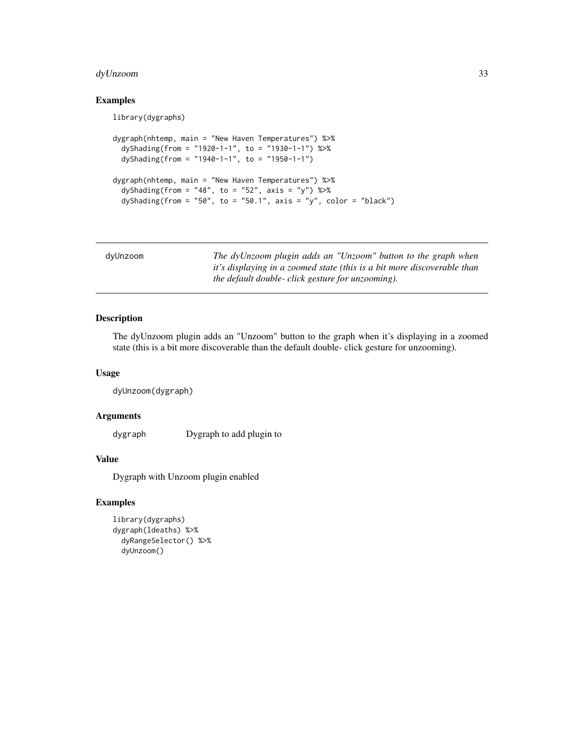### Examples

```
library(dygraphs)

dygraph(nhtemp, main = "New Haven Temperatures") %>%
  dyShading(from = "1920-1-1", to = "1930-1-1") %>%
  dyShading(from = "1940-1-1", to = "1950-1-1")

dygraph(nhtemp, main = "New Haven Temperatures") %>%
  dyShading(from = "48", to = "52", axis = "y") %>%
  dyShading(from = "50", to = "50.1", axis = "y", color = "black")
```

---

## dyUnzoom

*The dyUnzoom plugin adds an "Unzoom" button to the graph when it's displaying in a zoomed state (this is a bit more discoverable than the default double- click gesture for unzooming).*

---

### Description

The dyUnzoom plugin adds an "Unzoom" button to the graph when it's displaying in a zoomed state (this is a bit more discoverable than the default double- click gesture for unzooming).

### Usage

```
dyUnzoom(dygraph)
```

### Arguments

| | |
|---|---|
| dygraph | Dygraph to add plugin to |

### Value

Dygraph with Unzoom plugin enabled

### Examples

```
library(dygraphs)
dygraph(ldeaths) %>%
  dyRangeSelector() %>%
  dyUnzoom()
```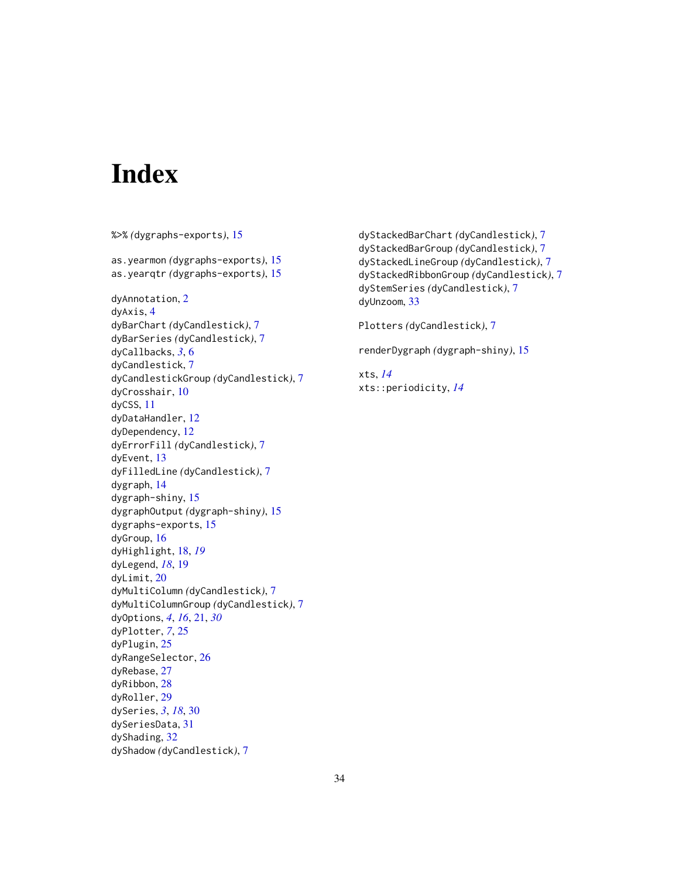# Index

%>% *(dygraphs-exports)*, 15

as.yearmon *(dygraphs-exports)*, 15
as.yearqtr *(dygraphs-exports)*, 15

dyAnnotation, 2
dyAxis, 4
dyBarChart *(dyCandlestick)*, 7
dyBarSeries *(dyCandlestick)*, 7
dyCallbacks, *3*, 6
dyCandlestick, 7
dyCandlestickGroup *(dyCandlestick)*, 7
dyCrosshair, 10
dyCSS, 11
dyDataHandler, 12
dyDependency, 12
dyErrorFill *(dyCandlestick)*, 7
dyEvent, 13
dyFilledLine *(dyCandlestick)*, 7
dygraph, 14
dygraph-shiny, 15
dygraphOutput *(dygraph-shiny)*, 15
dygraphs-exports, 15
dyGroup, 16
dyHighlight, 18, *19*
dyLegend, *18*, 19
dyLimit, 20
dyMultiColumn *(dyCandlestick)*, 7
dyMultiColumnGroup *(dyCandlestick)*, 7
dyOptions, *4*, *16*, 21, *30*
dyPlotter, *7*, 25
dyPlugin, 25
dyRangeSelector, 26
dyRebase, 27
dyRibbon, 28
dyRoller, 29
dySeries, *3*, *18*, 30
dySeriesData, 31
dyShading, 32
dyShadow *(dyCandlestick)*, 7
dyStackedBarChart *(dyCandlestick)*, 7
dyStackedBarGroup *(dyCandlestick)*, 7
dyStackedLineGroup *(dyCandlestick)*, 7
dyStackedRibbonGroup *(dyCandlestick)*, 7
dyStemSeries *(dyCandlestick)*, 7
dyUnzoom, 33

Plotters *(dyCandlestick)*, 7

renderDygraph *(dygraph-shiny)*, 15

xts, *14*
xts::periodicity, *14*